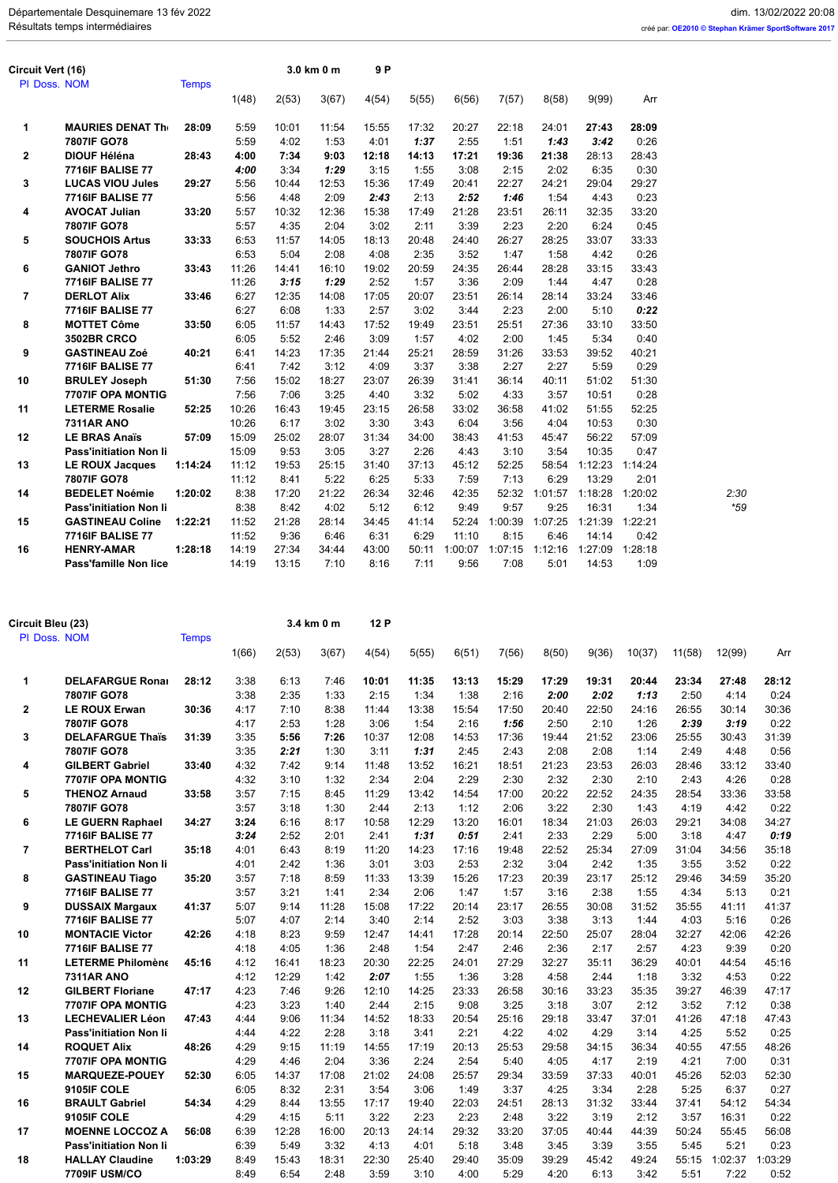Départementale Desquinemare 13 fév 2022

Résultats temps intermédiaires

## Circuit Vert (16)

3.0 km 0 m — 9 P

| Pl | Doss. NOM | Temps | 1(48) | 2(53) | 3(67) | 4(54) | 5(55) | 6(56) | 7(57) | 8(58) | 9(99) | Arr |
|---|---|---|---|---|---|---|---|---|---|---|---|---|
| 1 | MAURIES DENAT Th | 28:09 | 5:59 | 10:01 | 11:54 | 15:55 | 17:32 | 20:27 | 22:18 | 24:01 | **27:43** | **28:09** |
| | 7807IF GO78 | | 5:59 | 4:02 | 1:53 | 4:01 | ***1:37*** | 2:55 | 1:51 | ***1:43*** | ***3:42*** | 0:26 |
| 2 | DIOUF Héléna | 28:43 | **4:00** | **7:34** | **9:03** | **12:18** | **14:13** | **17:21** | **19:36** | **21:38** | 28:13 | 28:43 |
| | 7716IF BALISE 77 | | ***4:00*** | 3:34 | ***1:29*** | 3:15 | 1:55 | 3:08 | 2:15 | 2:02 | 6:35 | 0:30 |
| 3 | LUCAS VIOU Jules | 29:27 | 5:56 | 10:44 | 12:53 | 15:36 | 17:49 | 20:41 | 22:27 | 24:21 | 29:04 | 29:27 |
| | 7716IF BALISE 77 | | 5:56 | 4:48 | 2:09 | ***2:43*** | 2:13 | ***2:52*** | ***1:46*** | 1:54 | 4:43 | 0:23 |
| 4 | AVOCAT Julian | 33:20 | 5:57 | 10:32 | 12:36 | 15:38 | 17:49 | 21:28 | 23:51 | 26:11 | 32:35 | 33:20 |
| | 7807IF GO78 | | 5:57 | 4:35 | 2:04 | 3:02 | 2:11 | 3:39 | 2:23 | 2:20 | 6:24 | 0:45 |
| 5 | SOUCHOIS Artus | 33:33 | 6:53 | 11:57 | 14:05 | 18:13 | 20:48 | 24:40 | 26:27 | 28:25 | 33:07 | 33:33 |
| | 7807IF GO78 | | 6:53 | 5:04 | 2:08 | 4:08 | 2:35 | 3:52 | 1:47 | 1:58 | 4:42 | 0:26 |
| 6 | GANIOT Jethro | 33:43 | 11:26 | 14:41 | 16:10 | 19:02 | 20:59 | 24:35 | 26:44 | 28:28 | 33:15 | 33:43 |
| | 7716IF BALISE 77 | | 11:26 | ***3:15*** | ***1:29*** | 2:52 | 1:57 | 3:36 | 2:09 | 1:44 | 4:47 | 0:28 |
| 7 | DERLOT Alix | 33:46 | 6:27 | 12:35 | 14:08 | 17:05 | 20:07 | 23:51 | 26:14 | 28:14 | 33:24 | 33:46 |
| | 7716IF BALISE 77 | | 6:27 | 6:08 | 1:33 | 2:57 | 3:02 | 3:44 | 2:23 | 2:00 | 5:10 | ***0:22*** |
| 8 | MOTTET Côme | 33:50 | 6:05 | 11:57 | 14:43 | 17:52 | 19:49 | 23:51 | 25:51 | 27:36 | 33:10 | 33:50 |
| | 3502BR CRCO | | 6:05 | 5:52 | 2:46 | 3:09 | 1:57 | 4:02 | 2:00 | 1:45 | 5:34 | 0:40 |
| 9 | GASTINEAU Zoé | 40:21 | 6:41 | 14:23 | 17:35 | 21:44 | 25:21 | 28:59 | 31:26 | 33:53 | 39:52 | 40:21 |
| | 7716IF BALISE 77 | | 6:41 | 7:42 | 3:12 | 4:09 | 3:37 | 3:38 | 2:27 | 2:27 | 5:59 | 0:29 |
| 10 | BRULEY Joseph | 51:30 | 7:56 | 15:02 | 18:27 | 23:07 | 26:39 | 31:41 | 36:14 | 40:11 | 51:02 | 51:30 |
| | 7707IF OPA MONTIG | | 7:56 | 7:06 | 3:25 | 4:40 | 3:32 | 5:02 | 4:33 | 3:57 | 10:51 | 0:28 |
| 11 | LETERME Rosalie | 52:25 | 10:26 | 16:43 | 19:45 | 23:15 | 26:58 | 33:02 | 36:58 | 41:02 | 51:55 | 52:25 |
| | 7311AR ANO | | 10:26 | 6:17 | 3:02 | 3:30 | 3:43 | 6:04 | 3:56 | 4:04 | 10:53 | 0:30 |
| 12 | LE BRAS Anaïs | 57:09 | 15:09 | 25:02 | 28:07 | 31:34 | 34:00 | 38:43 | 41:53 | 45:47 | 56:22 | 57:09 |
| | Pass'initiation Non li | | 15:09 | 9:53 | 3:05 | 3:27 | 2:26 | 4:43 | 3:10 | 3:54 | 10:35 | 0:47 |
| 13 | LE ROUX Jacques | 1:14:24 | 11:12 | 19:53 | 25:15 | 31:40 | 37:13 | 45:12 | 52:25 | 58:54 | 1:12:23 | 1:14:24 |
| | 7807IF GO78 | | 11:12 | 8:41 | 5:22 | 6:25 | 5:33 | 7:59 | 7:13 | 6:29 | 13:29 | 2:01 |
| 14 | BEDELET Noémie | 1:20:02 | 8:38 | 17:20 | 21:22 | 26:34 | 32:46 | 42:35 | 52:32 | 1:01:57 | 1:18:28 | 1:20:02 2:30 |
| | Pass'initiation Non li | | 8:38 | 8:42 | 4:02 | 5:12 | 6:12 | 9:49 | 9:57 | 9:25 | 16:31 | 1:34 *59 |
| 15 | GASTINEAU Coline | 1:22:21 | 11:52 | 21:28 | 28:14 | 34:45 | 41:14 | 52:24 | 1:00:39 | 1:07:25 | 1:21:39 | 1:22:21 |
| | 7716IF BALISE 77 | | 11:52 | 9:36 | 6:46 | 6:31 | 6:29 | 11:10 | 8:15 | 6:46 | 14:14 | 0:42 |
| 16 | HENRY-AMAR | 1:28:18 | 14:19 | 27:34 | 34:44 | 43:00 | 50:11 | 1:00:07 | 1:07:15 | 1:12:16 | 1:27:09 | 1:28:18 |
| | Pass'famille Non lice | | 14:19 | 13:15 | 7:10 | 8:16 | 7:11 | 9:56 | 7:08 | 5:01 | 14:53 | 1:09 |

## Circuit Bleu (23)

3.4 km 0 m — 12 P

| Pl | Doss. NOM | Temps | 1(66) | 2(53) | 3(67) | 4(54) | 5(55) | 6(51) | 7(56) | 8(50) | 9(36) | 10(37) | 11(58) | 12(99) | Arr |
|---|---|---|---|---|---|---|---|---|---|---|---|---|---|---|---|
| 1 | DELAFARGUE Ronai | 28:12 | 3:38 | 6:13 | 7:46 | **10:01** | **11:35** | **13:13** | **15:29** | **17:29** | **19:31** | **20:44** | **23:34** | **27:48** | **28:12** |
| | 7807IF GO78 | | 3:38 | 2:35 | 1:33 | 2:15 | 1:34 | 1:38 | 2:16 | ***2:00*** | ***2:02*** | ***1:13*** | 2:50 | 4:14 | 0:24 |
| 2 | LE ROUX Erwan | 30:36 | 4:17 | 7:10 | 8:38 | 11:44 | 13:38 | 15:54 | 17:50 | 20:40 | 22:50 | 24:16 | 26:55 | 30:14 | 30:36 |
| | 7807IF GO78 | | 4:17 | 2:53 | 1:28 | 3:06 | 1:54 | 2:16 | ***1:56*** | 2:50 | 2:10 | 1:26 | ***2:39*** | ***3:19*** | 0:22 |
| 3 | DELAFARGUE Thaïs | 31:39 | 3:35 | **5:56** | **7:26** | 10:37 | 12:08 | 14:53 | 17:36 | 19:44 | 21:52 | 23:06 | 25:55 | 30:43 | 31:39 |
| | 7807IF GO78 | | 3:35 | ***2:21*** | 1:30 | 3:11 | ***1:31*** | 2:45 | 2:43 | 2:08 | 2:08 | 1:14 | 2:49 | 4:48 | 0:56 |
| 4 | GILBERT Gabriel | 33:40 | 4:32 | 7:42 | 9:14 | 11:48 | 13:52 | 16:21 | 18:51 | 21:23 | 23:53 | 26:03 | 28:46 | 33:12 | 33:40 |
| | 7707IF OPA MONTIG | | 4:32 | 3:10 | 1:32 | 2:34 | 2:04 | 2:29 | 2:30 | 2:32 | 2:30 | 2:10 | 2:43 | 4:26 | 0:28 |
| 5 | THENOZ Arnaud | 33:58 | 3:57 | 7:15 | 8:45 | 11:29 | 13:42 | 14:54 | 17:00 | 20:22 | 22:52 | 24:35 | 28:54 | 33:36 | 33:58 |
| | 7807IF GO78 | | 3:57 | 3:18 | 1:30 | 2:44 | 2:13 | 1:12 | 2:06 | 3:22 | 2:30 | 1:43 | 4:19 | 4:42 | 0:22 |
| 6 | LE GUERN Raphael | 34:27 | **3:24** | 6:16 | 8:17 | 10:58 | 12:29 | 13:20 | 16:01 | 18:34 | 21:03 | 26:03 | 29:21 | 34:08 | 34:27 |
| | 7716IF BALISE 77 | | ***3:24*** | 2:52 | 2:01 | 2:41 | ***1:31*** | ***0:51*** | 2:41 | 2:33 | 2:29 | 5:00 | 3:18 | 4:47 | ***0:19*** |
| 7 | BERTHELOT Carl | 35:18 | 4:01 | 6:43 | 8:19 | 11:20 | 14:23 | 17:16 | 19:48 | 22:52 | 25:34 | 27:09 | 31:04 | 34:56 | 35:18 |
| | Pass'initiation Non li | | 4:01 | 2:42 | 1:36 | 3:01 | 3:03 | 2:53 | 2:32 | 3:04 | 2:42 | 1:35 | 3:55 | 3:52 | 0:22 |
| 8 | GASTINEAU Tiago | 35:20 | 3:57 | 7:18 | 8:59 | 11:33 | 13:39 | 15:26 | 17:23 | 20:39 | 23:17 | 25:12 | 29:46 | 34:59 | 35:20 |
| | 7716IF BALISE 77 | | 3:57 | 3:21 | 1:41 | 2:34 | 2:06 | 1:47 | 1:57 | 3:16 | 2:38 | 1:55 | 4:34 | 5:13 | 0:21 |
| 9 | DUSSAIX Margaux | 41:37 | 5:07 | 9:14 | 11:28 | 15:08 | 17:22 | 20:14 | 23:17 | 26:55 | 30:08 | 31:52 | 35:55 | 41:11 | 41:37 |
| | 7716IF BALISE 77 | | 5:07 | 4:07 | 2:14 | 3:40 | 2:14 | 2:52 | 3:03 | 3:38 | 3:13 | 1:44 | 4:03 | 5:16 | 0:26 |
| 10 | MONTACIE Victor | 42:26 | 4:18 | 8:23 | 9:59 | 12:47 | 14:41 | 17:28 | 20:14 | 22:50 | 25:07 | 28:04 | 32:27 | 42:06 | 42:26 |
| | 7716IF BALISE 77 | | 4:18 | 4:05 | 1:36 | 2:48 | 1:54 | 2:47 | 2:46 | 2:36 | 2:17 | 2:57 | 4:23 | 9:39 | 0:20 |
| 11 | LETERME Philomène | 45:16 | 4:12 | 16:41 | 18:23 | 20:30 | 22:25 | 24:01 | 27:29 | 32:27 | 35:11 | 36:29 | 40:01 | 44:54 | 45:16 |
| | 7311AR ANO | | 4:12 | 12:29 | 1:42 | ***2:07*** | 1:55 | 1:36 | 3:28 | 4:58 | 2:44 | 1:18 | 3:32 | 4:53 | 0:22 |
| 12 | GILBERT Floriane | 47:17 | 4:23 | 7:46 | 9:26 | 12:10 | 14:25 | 23:33 | 26:58 | 30:16 | 33:23 | 35:35 | 39:27 | 46:39 | 47:17 |
| | 7707IF OPA MONTIG | | 4:23 | 3:23 | 1:40 | 2:44 | 2:15 | 9:08 | 3:25 | 3:18 | 3:07 | 2:12 | 3:52 | 7:12 | 0:38 |
| 13 | LECHEVALIER Léon | 47:43 | 4:44 | 9:06 | 11:34 | 14:52 | 18:33 | 20:54 | 25:16 | 29:18 | 33:47 | 37:01 | 41:26 | 47:18 | 47:43 |
| | Pass'initiation Non li | | 4:44 | 4:22 | 2:28 | 3:18 | 3:41 | 2:21 | 4:22 | 4:02 | 4:29 | 3:14 | 4:25 | 5:52 | 0:25 |
| 14 | ROQUET Alix | 48:26 | 4:29 | 9:15 | 11:19 | 14:55 | 17:19 | 20:13 | 25:53 | 29:58 | 34:15 | 36:34 | 40:55 | 47:55 | 48:26 |
| | 7707IF OPA MONTIG | | 4:29 | 4:46 | 2:04 | 3:36 | 2:24 | 2:54 | 5:40 | 4:05 | 4:17 | 2:19 | 4:21 | 7:00 | 0:31 |
| 15 | MARQUEZE-POUEY | 52:30 | 6:05 | 14:37 | 17:08 | 21:02 | 24:08 | 25:57 | 29:34 | 33:59 | 37:33 | 40:01 | 45:26 | 52:03 | 52:30 |
| | 9105IF COLE | | 6:05 | 8:32 | 2:31 | 3:54 | 3:06 | 1:49 | 3:37 | 4:25 | 3:34 | 2:28 | 5:25 | 6:37 | 0:27 |
| 16 | BRAULT Gabriel | 54:34 | 4:29 | 8:44 | 13:55 | 17:17 | 19:40 | 22:03 | 24:51 | 28:13 | 31:32 | 33:44 | 37:41 | 54:12 | 54:34 |
| | 9105IF COLE | | 4:29 | 4:15 | 5:11 | 3:22 | 2:23 | 2:23 | 2:48 | 3:22 | 3:19 | 2:12 | 3:57 | 16:31 | 0:22 |
| 17 | MOENNE LOCCOZ A | 56:08 | 6:39 | 12:28 | 16:00 | 20:13 | 24:14 | 29:32 | 33:20 | 37:05 | 40:44 | 44:39 | 50:24 | 55:45 | 56:08 |
| | Pass'initiation Non li | | 6:39 | 5:49 | 3:32 | 4:13 | 4:01 | 5:18 | 3:48 | 3:45 | 3:39 | 3:55 | 5:45 | 5:21 | 0:23 |
| 18 | HALLAY Claudine | 1:03:29 | 8:49 | 15:43 | 18:31 | 22:30 | 25:40 | 29:40 | 35:09 | 39:29 | 45:42 | 49:24 | 55:15 | 1:02:37 | 1:03:29 |
| | 7709IF USM/CO | | 8:49 | 6:54 | 2:48 | 3:59 | 3:10 | 4:00 | 5:29 | 4:20 | 6:13 | 3:42 | 5:51 | 7:22 | 0:52 |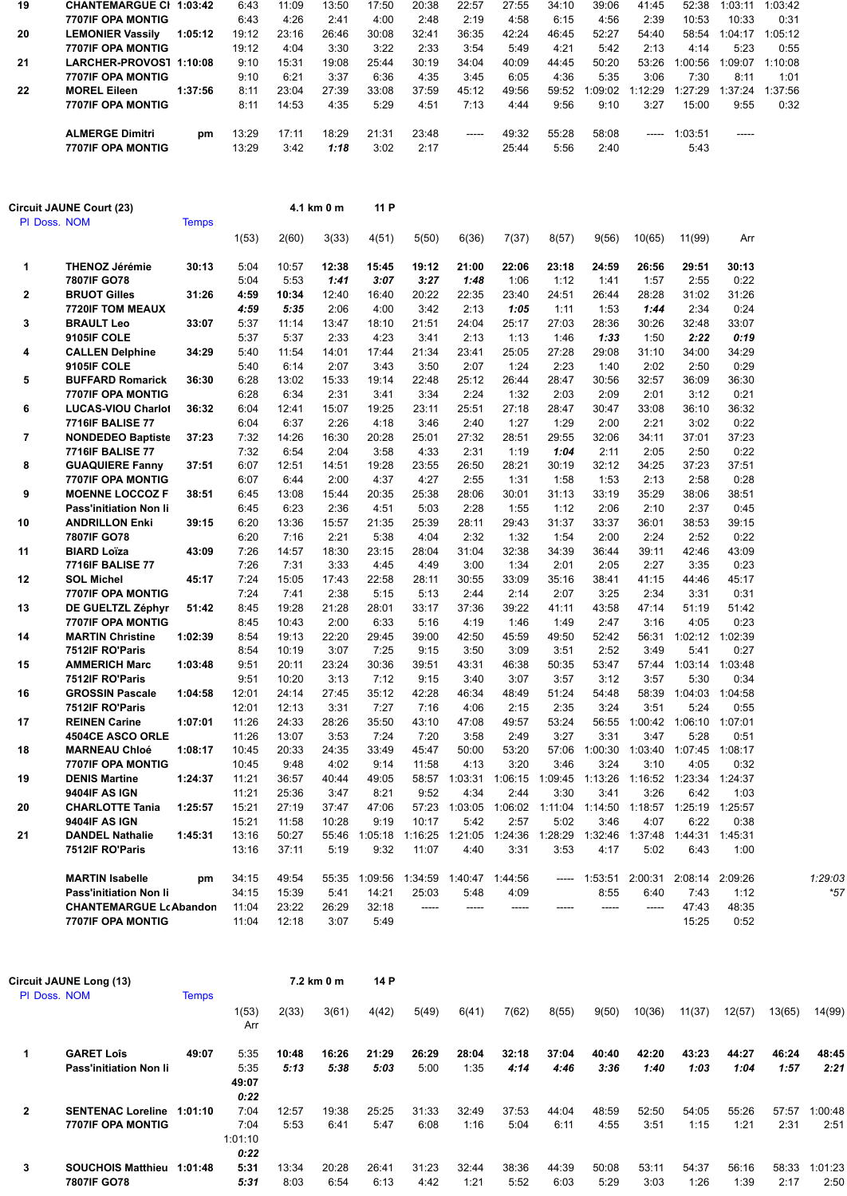| | | | | | | | | | | | | | | |
|---|---|---|---|---|---|---|---|---|---|---|---|---|---|---|
| 19 | CHANTEMARGUE Cl | 1:03:42 | 6:43 | 11:09 | 13:50 | 17:50 | 20:38 | 22:57 | 27:55 | 34:10 | 39:06 | 41:45 | 52:38 | 1:03:11 | 1:03:42 |
| | 7707IF OPA MONTIG | | 6:43 | 4:26 | 2:41 | 4:00 | 2:48 | 2:19 | 4:58 | 6:15 | 4:56 | 2:39 | 10:53 | 10:33 | 0:31 |
| 20 | LEMONIER Vassily | 1:05:12 | 19:12 | 23:16 | 26:46 | 30:08 | 32:41 | 36:35 | 42:24 | 46:45 | 52:27 | 54:40 | 58:54 | 1:04:17 | 1:05:12 |
| | 7707IF OPA MONTIG | | 19:12 | 4:04 | 3:30 | 3:22 | 2:33 | 3:54 | 5:49 | 4:21 | 5:42 | 2:13 | 4:14 | 5:23 | 0:55 |
| 21 | LARCHER-PROVOST | 1:10:08 | 9:10 | 15:31 | 19:08 | 25:44 | 30:19 | 34:04 | 40:09 | 44:45 | 50:20 | 53:26 | 1:00:56 | 1:09:07 | 1:10:08 |
| | 7707IF OPA MONTIG | | 9:10 | 6:21 | 3:37 | 6:36 | 4:35 | 3:45 | 6:05 | 4:36 | 5:35 | 3:06 | 7:30 | 8:11 | 1:01 |
| 22 | MOREL Eileen | 1:37:56 | 8:11 | 23:04 | 27:39 | 33:08 | 37:59 | 45:12 | 49:56 | 59:52 | 1:09:02 | 1:12:29 | 1:27:29 | 1:37:24 | 1:37:56 |
| | 7707IF OPA MONTIG | | 8:11 | 14:53 | 4:35 | 5:29 | 4:51 | 7:13 | 4:44 | 9:56 | 9:10 | 3:27 | 15:00 | 9:55 | 0:32 |
| | ALMERGE Dimitri | pm | 13:29 | 17:11 | 18:29 | 21:31 | 23:48 | ----- | 49:32 | 55:28 | 58:08 | ----- | 1:03:51 | ----- | |
| | 7707IF OPA MONTIG | | 13:29 | 3:42 | *1:18* | 3:02 | 2:17 | | 25:44 | 5:56 | 2:40 | | 5:43 | | |

## Circuit JAUNE Court (23)

4.1 km 0 m — 11 P

| Pl | Doss. NOM | Temps | 1(53) | 2(60) | 3(33) | 4(51) | 5(50) | 6(36) | 7(37) | 8(57) | 9(56) | 10(65) | 11(99) | Arr | |
|---|---|---|---|---|---|---|---|---|---|---|---|---|---|---|---|
| 1 | THENOZ Jérémie | 30:13 | 5:04 | 10:57 | **12:38** | **15:45** | **19:12** | **21:00** | **22:06** | **23:18** | **24:59** | **26:56** | **29:51** | **30:13** | |
| | 7807IF GO78 | | 5:04 | 5:53 | ***1:41*** | ***3:07*** | ***3:27*** | ***1:48*** | 1:06 | 1:12 | 1:41 | 1:57 | 2:55 | 0:22 | |
| 2 | BRUOT Gilles | 31:26 | **4:59** | **10:34** | 12:40 | 16:40 | 20:22 | 22:35 | 23:40 | 24:51 | 26:44 | 28:28 | 31:02 | 31:26 | |
| | 7720IF TOM MEAUX | | ***4:59*** | ***5:35*** | 2:06 | 4:00 | 3:42 | 2:13 | ***1:05*** | 1:11 | 1:53 | ***1:44*** | 2:34 | 0:24 | |
| 3 | BRAULT Leo | 33:07 | 5:37 | 11:14 | 13:47 | 18:10 | 21:51 | 24:04 | 25:17 | 27:03 | 28:36 | 30:26 | 32:48 | 33:07 | |
| | 9105IF COLE | | 5:37 | 5:37 | 2:33 | 4:23 | 3:41 | 2:13 | 1:13 | 1:46 | ***1:33*** | 1:50 | ***2:22*** | ***0:19*** | |
| 4 | CALLEN Delphine | 34:29 | 5:40 | 11:54 | 14:01 | 17:44 | 21:34 | 23:41 | 25:05 | 27:28 | 29:08 | 31:10 | 34:00 | 34:29 | |
| | 9105IF COLE | | 5:40 | 6:14 | 2:07 | 3:43 | 3:50 | 2:07 | 1:24 | 2:23 | 1:40 | 2:02 | 2:50 | 0:29 | |
| 5 | BUFFARD Romarick | 36:30 | 6:28 | 13:02 | 15:33 | 19:14 | 22:48 | 25:12 | 26:44 | 28:47 | 30:56 | 32:57 | 36:09 | 36:30 | |
| | 7707IF OPA MONTIG | | 6:28 | 6:34 | 2:31 | 3:41 | 3:34 | 2:24 | 1:32 | 2:03 | 2:09 | 2:01 | 3:12 | 0:21 | |
| 6 | LUCAS-VIOU Charlot | 36:32 | 6:04 | 12:41 | 15:07 | 19:25 | 23:11 | 25:51 | 27:18 | 28:47 | 30:47 | 33:08 | 36:10 | 36:32 | |
| | 7716IF BALISE 77 | | 6:04 | 6:37 | 2:26 | 4:18 | 3:46 | 2:40 | 1:27 | 1:29 | 2:00 | 2:21 | 3:02 | 0:22 | |
| 7 | NONDEDEO Baptiste | 37:23 | 7:32 | 14:26 | 16:30 | 20:28 | 25:01 | 27:32 | 28:51 | 29:55 | 32:06 | 34:11 | 37:01 | 37:23 | |
| | 7716IF BALISE 77 | | 7:32 | 6:54 | 2:04 | 3:58 | 4:33 | 2:31 | 1:19 | ***1:04*** | 2:11 | 2:05 | 2:50 | 0:22 | |
| 8 | GUAQUIERE Fanny | 37:51 | 6:07 | 12:51 | 14:51 | 19:28 | 23:55 | 26:50 | 28:21 | 30:19 | 32:12 | 34:25 | 37:23 | 37:51 | |
| | 7707IF OPA MONTIG | | 6:07 | 6:44 | 2:00 | 4:37 | 4:27 | 2:55 | 1:31 | 1:58 | 1:53 | 2:13 | 2:58 | 0:28 | |
| 9 | MOENNE LOCCOZ F | 38:51 | 6:45 | 13:08 | 15:44 | 20:35 | 25:38 | 28:06 | 30:01 | 31:13 | 33:19 | 35:29 | 38:06 | 38:51 | |
| | Pass'initiation Non li | | 6:45 | 6:23 | 2:36 | 4:51 | 5:03 | 2:28 | 1:55 | 1:12 | 2:06 | 2:10 | 2:37 | 0:45 | |
| 10 | ANDRILLON Enki | 39:15 | 6:20 | 13:36 | 15:57 | 21:35 | 25:39 | 28:11 | 29:43 | 31:37 | 33:37 | 36:01 | 38:53 | 39:15 | |
| | 7807IF GO78 | | 6:20 | 7:16 | 2:21 | 5:38 | 4:04 | 2:32 | 1:32 | 1:54 | 2:00 | 2:24 | 2:52 | 0:22 | |
| 11 | BIARD Loïza | 43:09 | 7:26 | 14:57 | 18:30 | 23:15 | 28:04 | 31:04 | 32:38 | 34:39 | 36:44 | 39:11 | 42:46 | 43:09 | |
| | 7716IF BALISE 77 | | 7:26 | 7:31 | 3:33 | 4:45 | 4:49 | 3:00 | 1:34 | 2:01 | 2:05 | 2:27 | 3:35 | 0:23 | |
| 12 | SOL Michel | 45:17 | 7:24 | 15:05 | 17:43 | 22:58 | 28:11 | 30:55 | 33:09 | 35:16 | 38:41 | 41:15 | 44:46 | 45:17 | |
| | 7707IF OPA MONTIG | | 7:24 | 7:41 | 2:38 | 5:15 | 5:13 | 2:44 | 2:14 | 2:07 | 3:25 | 2:34 | 3:31 | 0:31 | |
| 13 | DE GUELTZL Zéphyr | 51:42 | 8:45 | 19:28 | 21:28 | 28:01 | 33:17 | 37:36 | 39:22 | 41:11 | 43:58 | 47:14 | 51:19 | 51:42 | |
| | 7707IF OPA MONTIG | | 8:45 | 10:43 | 2:00 | 6:33 | 5:16 | 4:19 | 1:46 | 1:49 | 2:47 | 3:16 | 4:05 | 0:23 | |
| 14 | MARTIN Christine | 1:02:39 | 8:54 | 19:13 | 22:20 | 29:45 | 39:00 | 42:50 | 45:59 | 49:50 | 52:42 | 56:31 | 1:02:12 | 1:02:39 | |
| | 7512IF RO'Paris | | 8:54 | 10:19 | 3:07 | 7:25 | 9:15 | 3:50 | 3:09 | 3:51 | 2:52 | 3:49 | 5:41 | 0:27 | |
| 15 | AMMERICH Marc | 1:03:48 | 9:51 | 20:11 | 23:24 | 30:36 | 39:51 | 43:31 | 46:38 | 50:35 | 53:47 | 57:44 | 1:03:14 | 1:03:48 | |
| | 7512IF RO'Paris | | 9:51 | 10:20 | 3:13 | 7:12 | 9:15 | 3:40 | 3:07 | 3:57 | 3:12 | 3:57 | 5:30 | 0:34 | |
| 16 | GROSSIN Pascale | 1:04:58 | 12:01 | 24:14 | 27:45 | 35:12 | 42:28 | 46:34 | 48:49 | 51:24 | 54:48 | 58:39 | 1:04:03 | 1:04:58 | |
| | 7512IF RO'Paris | | 12:01 | 12:13 | 3:31 | 7:27 | 7:16 | 4:06 | 2:15 | 2:35 | 3:24 | 3:51 | 5:24 | 0:55 | |
| 17 | REINEN Carine | 1:07:01 | 11:26 | 24:33 | 28:26 | 35:50 | 43:10 | 47:08 | 49:57 | 53:24 | 56:55 | 1:00:42 | 1:06:10 | 1:07:01 | |
| | 4504CE ASCO ORLE | | 11:26 | 13:07 | 3:53 | 7:24 | 7:20 | 3:58 | 2:49 | 3:27 | 3:31 | 3:47 | 5:28 | 0:51 | |
| 18 | MARNEAU Chloé | 1:08:17 | 10:45 | 20:33 | 24:35 | 33:49 | 45:47 | 50:00 | 53:20 | 57:06 | 1:00:30 | 1:03:40 | 1:07:45 | 1:08:17 | |
| | 7707IF OPA MONTIG | | 10:45 | 9:48 | 4:02 | 9:14 | 11:58 | 4:13 | 3:20 | 3:46 | 3:24 | 3:10 | 4:05 | 0:32 | |
| 19 | DENIS Martine | 1:24:37 | 11:21 | 36:57 | 40:44 | 49:05 | 58:57 | 1:03:31 | 1:06:15 | 1:09:45 | 1:13:26 | 1:16:52 | 1:23:34 | 1:24:37 | |
| | 9404IF AS IGN | | 11:21 | 25:36 | 3:47 | 8:21 | 9:52 | 4:34 | 2:44 | 3:30 | 3:41 | 3:26 | 6:42 | 1:03 | |
| 20 | CHARLOTTE Tania | 1:25:57 | 15:21 | 27:19 | 37:47 | 47:06 | 57:23 | 1:03:05 | 1:06:02 | 1:11:04 | 1:14:50 | 1:18:57 | 1:25:19 | 1:25:57 | |
| | 9404IF AS IGN | | 15:21 | 11:58 | 10:28 | 9:19 | 10:17 | 5:42 | 2:57 | 5:02 | 3:46 | 4:07 | 6:22 | 0:38 | |
| 21 | DANDEL Nathalie | 1:45:31 | 13:16 | 50:27 | 55:46 | 1:05:18 | 1:16:25 | 1:21:05 | 1:24:36 | 1:28:29 | 1:32:46 | 1:37:48 | 1:44:31 | 1:45:31 | |
| | 7512IF RO'Paris | | 13:16 | 37:11 | 5:19 | 9:32 | 11:07 | 4:40 | 3:31 | 3:53 | 4:17 | 5:02 | 6:43 | 1:00 | |
| | MARTIN Isabelle | pm | 34:15 | 49:54 | 55:35 | 1:09:56 | 1:34:59 | 1:40:47 | 1:44:56 | ----- | 1:53:51 | 2:00:31 | 2:08:14 | 2:09:26 | *1:29:03* |
| | Pass'initiation Non li | | 34:15 | 15:39 | 5:41 | 14:21 | 25:03 | 5:48 | 4:09 | | 8:55 | 6:40 | 7:43 | 1:12 | *\*57* |
| | CHANTEMARGUE Lc | Abandon | 11:04 | 23:22 | 26:29 | 32:18 | ----- | ----- | ----- | ----- | ----- | ----- | 47:43 | 48:35 | |
| | 7707IF OPA MONTIG | | 11:04 | 12:18 | 3:07 | 5:49 | | | | | | | 15:25 | 0:52 | |

## Circuit JAUNE Long (13)

7.2 km 0 m — 14 P

| Pl | Doss. NOM | Temps | 1(53) | 2(33) | 3(61) | 4(42) | 5(49) | 6(41) | 7(62) | 8(55) | 9(50) | 10(36) | 11(37) | 12(57) | 13(65) | 14(99) |
|---|---|---|---|---|---|---|---|---|---|---|---|---|---|---|---|---|
| | | | Arr | | | | | | | | | | | | | |
| 1 | GARET Loïs | 49:07 | 5:35 | **10:48** | **16:26** | **21:29** | **26:29** | **28:04** | **32:18** | **37:04** | **40:40** | **42:20** | **43:23** | **44:27** | **46:24** | **48:45** |
| | Pass'initiation Non li | | 5:35 | ***5:13*** | ***5:38*** | ***5:03*** | 5:00 | 1:35 | ***4:14*** | ***4:46*** | ***3:36*** | ***1:40*** | ***1:03*** | ***1:04*** | ***1:57*** | ***2:21*** |
| | | | 49:07 | | | | | | | | | | | | | |
| | | | ***0:22*** | | | | | | | | | | | | | |
| 2 | SENTENAC Loreline | 1:01:10 | 7:04 | 12:57 | 19:38 | 25:25 | 31:33 | 32:49 | 37:53 | 44:04 | 48:59 | 52:50 | 54:05 | 55:26 | 57:57 | 1:00:48 |
| | 7707IF OPA MONTIG | | 7:04 | 5:53 | 6:41 | 5:47 | 6:08 | 1:16 | 5:04 | 6:11 | 4:55 | 3:51 | 1:15 | 1:21 | 2:31 | 2:51 |
| | | | 1:01:10 | | | | | | | | | | | | | |
| | | | ***0:22*** | | | | | | | | | | | | | |
| 3 | SOUCHOIS Matthieu | 1:01:48 | **5:31** | 13:34 | 20:28 | 26:41 | 31:23 | 32:44 | 38:36 | 44:39 | 50:08 | 53:11 | 54:37 | 56:16 | 58:33 | 1:01:23 |
| | 7807IF GO78 | | ***5:31*** | 8:03 | 6:54 | 6:13 | 4:42 | 1:21 | 5:52 | 6:03 | 5:29 | 3:03 | 1:26 | 1:39 | 2:17 | 2:50 |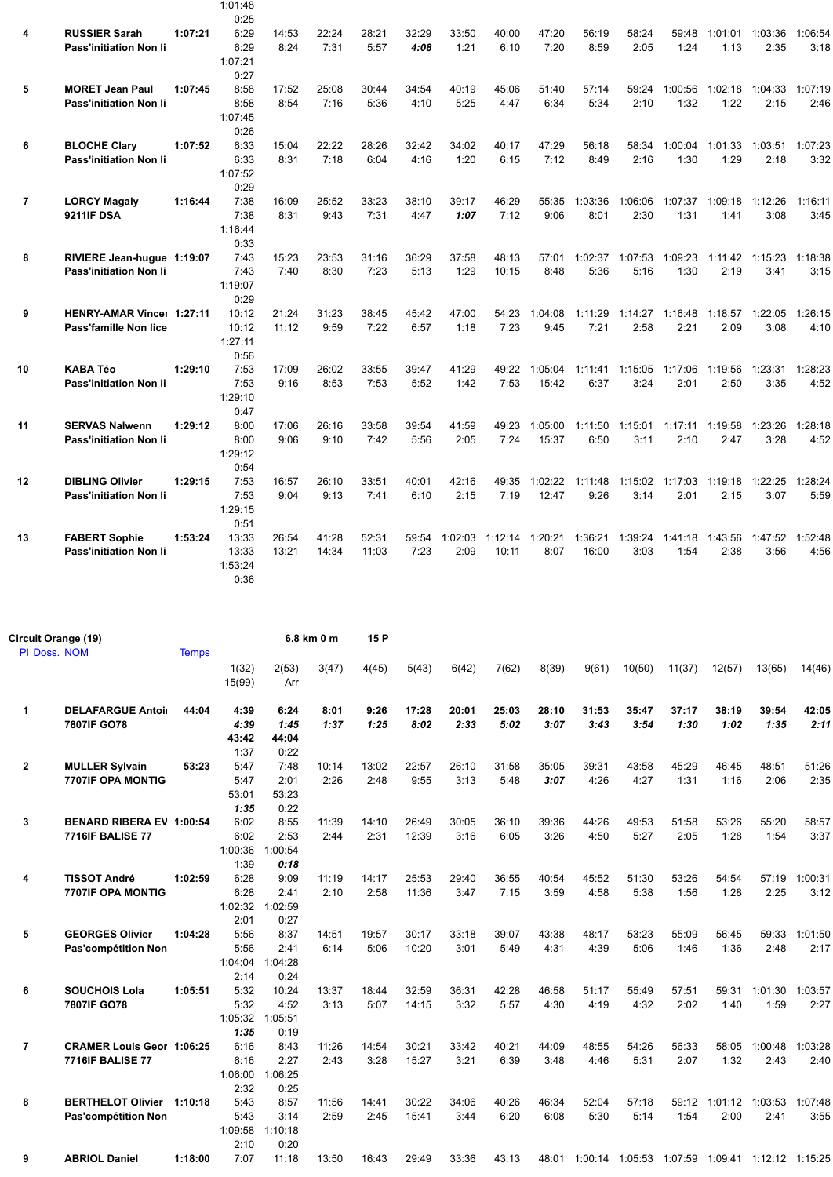| | | | | | | | | | | | | | | | | |
|---|---|---|---|---|---|---|---|---|---|---|---|---|---|---|---|---|
| | | | 1:01:48 | | | | | | | | | | | | | |
| | | | 0:25 | | | | | | | | | | | | | |
| 4 | **RUSSIER Sarah** | **1:07:21** | 6:29 | 14:53 | 22:24 | 28:21 | 32:29 | 33:50 | 40:00 | 47:20 | 56:19 | 58:24 | 59:48 | 1:01:01 | 1:03:36 | 1:06:54 |
| | **Pass'initiation Non li** | | 6:29 | 8:24 | 7:31 | 5:57 | ***4:08*** | 1:21 | 6:10 | 7:20 | 8:59 | 2:05 | 1:24 | 1:13 | 2:35 | 3:18 |
| | | | 1:07:21 | | | | | | | | | | | | | |
| | | | 0:27 | | | | | | | | | | | | | |
| 5 | **MORET Jean Paul** | **1:07:45** | 8:58 | 17:52 | 25:08 | 30:44 | 34:54 | 40:19 | 45:06 | 51:40 | 57:14 | 59:24 | 1:00:56 | 1:02:18 | 1:04:33 | 1:07:19 |
| | **Pass'initiation Non li** | | 8:58 | 8:54 | 7:16 | 5:36 | 4:10 | 5:25 | 4:47 | 6:34 | 5:34 | 2:10 | 1:32 | 1:22 | 2:15 | 2:46 |
| | | | 1:07:45 | | | | | | | | | | | | | |
| | | | 0:26 | | | | | | | | | | | | | |
| 6 | **BLOCHE Clary** | **1:07:52** | 6:33 | 15:04 | 22:22 | 28:26 | 32:42 | 34:02 | 40:17 | 47:29 | 56:18 | 58:34 | 1:00:04 | 1:01:33 | 1:03:51 | 1:07:23 |
| | **Pass'initiation Non li** | | 6:33 | 8:31 | 7:18 | 6:04 | 4:16 | 1:20 | 6:15 | 7:12 | 8:49 | 2:16 | 1:30 | 1:29 | 2:18 | 3:32 |
| | | | 1:07:52 | | | | | | | | | | | | | |
| | | | 0:29 | | | | | | | | | | | | | |
| 7 | **LORCY Magaly** | **1:16:44** | 7:38 | 16:09 | 25:52 | 33:23 | 38:10 | 39:17 | 46:29 | 55:35 | 1:03:36 | 1:06:06 | 1:07:37 | 1:09:18 | 1:12:26 | 1:16:11 |
| | **9211IF DSA** | | 7:38 | 8:31 | 9:43 | 7:31 | 4:47 | ***1:07*** | 7:12 | 9:06 | 8:01 | 2:30 | 1:31 | 1:41 | 3:08 | 3:45 |
| | | | 1:16:44 | | | | | | | | | | | | | |
| | | | 0:33 | | | | | | | | | | | | | |
| 8 | **RIVIERE Jean-hugue** | **1:19:07** | 7:43 | 15:23 | 23:53 | 31:16 | 36:29 | 37:58 | 48:13 | 57:01 | 1:02:37 | 1:07:53 | 1:09:23 | 1:11:42 | 1:15:23 | 1:18:38 |
| | **Pass'initiation Non li** | | 7:43 | 7:40 | 8:30 | 7:23 | 5:13 | 1:29 | 10:15 | 8:48 | 5:36 | 5:16 | 1:30 | 2:19 | 3:41 | 3:15 |
| | | | 1:19:07 | | | | | | | | | | | | | |
| | | | 0:29 | | | | | | | | | | | | | |
| 9 | **HENRY-AMAR Vincer** | **1:27:11** | 10:12 | 21:24 | 31:23 | 38:45 | 45:42 | 47:00 | 54:23 | 1:04:08 | 1:11:29 | 1:14:27 | 1:16:48 | 1:18:57 | 1:22:05 | 1:26:15 |
| | **Pass'famille Non lice** | | 10:12 | 11:12 | 9:59 | 7:22 | 6:57 | 1:18 | 7:23 | 9:45 | 7:21 | 2:58 | 2:21 | 2:09 | 3:08 | 4:10 |
| | | | 1:27:11 | | | | | | | | | | | | | |
| | | | 0:56 | | | | | | | | | | | | | |
| 10 | **KABA Téo** | **1:29:10** | 7:53 | 17:09 | 26:02 | 33:55 | 39:47 | 41:29 | 49:22 | 1:05:04 | 1:11:41 | 1:15:05 | 1:17:06 | 1:19:56 | 1:23:31 | 1:28:23 |
| | **Pass'initiation Non li** | | 7:53 | 9:16 | 8:53 | 7:53 | 5:52 | 1:42 | 7:53 | 15:42 | 6:37 | 3:24 | 2:01 | 2:50 | 3:35 | 4:52 |
| | | | 1:29:10 | | | | | | | | | | | | | |
| | | | 0:47 | | | | | | | | | | | | | |
| 11 | **SERVAS Nalwenn** | **1:29:12** | 8:00 | 17:06 | 26:16 | 33:58 | 39:54 | 41:59 | 49:23 | 1:05:00 | 1:11:50 | 1:15:01 | 1:17:11 | 1:19:58 | 1:23:26 | 1:28:18 |
| | **Pass'initiation Non li** | | 8:00 | 9:06 | 9:10 | 7:42 | 5:56 | 2:05 | 7:24 | 15:37 | 6:50 | 3:11 | 2:10 | 2:47 | 3:28 | 4:52 |
| | | | 1:29:12 | | | | | | | | | | | | | |
| | | | 0:54 | | | | | | | | | | | | | |
| 12 | **DIBLING Olivier** | **1:29:15** | 7:53 | 16:57 | 26:10 | 33:51 | 40:01 | 42:16 | 49:35 | 1:02:22 | 1:11:48 | 1:15:02 | 1:17:03 | 1:19:18 | 1:22:25 | 1:28:24 |
| | **Pass'initiation Non li** | | 7:53 | 9:04 | 9:13 | 7:41 | 6:10 | 2:15 | 7:19 | 12:47 | 9:26 | 3:14 | 2:01 | 2:15 | 3:07 | 5:59 |
| | | | 1:29:15 | | | | | | | | | | | | | |
| | | | 0:51 | | | | | | | | | | | | | |
| 13 | **FABERT Sophie** | **1:53:24** | 13:33 | 26:54 | 41:28 | 52:31 | 59:54 | 1:02:03 | 1:12:14 | 1:20:21 | 1:36:21 | 1:39:24 | 1:41:18 | 1:43:56 | 1:47:52 | 1:52:48 |
| | **Pass'initiation Non li** | | 13:33 | 13:21 | 14:34 | 11:03 | 7:23 | 2:09 | 10:11 | 8:07 | 16:00 | 3:03 | 1:54 | 2:38 | 3:56 | 4:56 |
| | | | 1:53:24 | | | | | | | | | | | | | |
| | | | 0:36 | | | | | | | | | | | | | |

**Circuit Orange (19)** **6.8 km 0 m** **15 P**

| Pl | Doss. NOM | Temps | 1(32) | 2(53) | 3(47) | 4(45) | 5(43) | 6(42) | 7(62) | 8(39) | 9(61) | 10(50) | 11(37) | 12(57) | 13(65) | 14(46) |
|---|---|---|---|---|---|---|---|---|---|---|---|---|---|---|---|---|
| | | | 15(99) | Arr | | | | | | | | | | | | |
| 1 | **DELAFARGUE Antoi** | **44:04** | **4:39** | **6:24** | **8:01** | **9:26** | **17:28** | **20:01** | **25:03** | **28:10** | **31:53** | **35:47** | **37:17** | **38:19** | **39:54** | **42:05** |
| | **7807IF GO78** | | ***4:39*** | ***1:45*** | ***1:37*** | ***1:25*** | ***8:02*** | ***2:33*** | ***5:02*** | ***3:07*** | ***3:43*** | ***3:54*** | ***1:30*** | ***1:02*** | ***1:35*** | ***2:11*** |
| | | | ***43:42*** | ***44:04*** | | | | | | | | | | | | |
| | | | 1:37 | 0:22 | | | | | | | | | | | | |
| 2 | **MULLER Sylvain** | **53:23** | 5:47 | 7:48 | 10:14 | 13:02 | 22:57 | 26:10 | 31:58 | 35:05 | 39:31 | 43:58 | 45:29 | 46:45 | 48:51 | 51:26 |
| | **7707IF OPA MONTIG** | | 5:47 | 2:01 | 2:26 | 2:48 | 9:55 | 3:13 | 5:48 | ***3:07*** | 4:26 | 4:27 | 1:31 | 1:16 | 2:06 | 2:35 |
| | | | 53:01 | 53:23 | | | | | | | | | | | | |
| | | | ***1:35*** | 0:22 | | | | | | | | | | | | |
| 3 | **BENARD RIBERA EV** | **1:00:54** | 6:02 | 8:55 | 11:39 | 14:10 | 26:49 | 30:05 | 36:10 | 39:36 | 44:26 | 49:53 | 51:58 | 53:26 | 55:20 | 58:57 |
| | **7716IF BALISE 77** | | 6:02 | 2:53 | 2:44 | 2:31 | 12:39 | 3:16 | 6:05 | 3:26 | 4:50 | 5:27 | 2:05 | 1:28 | 1:54 | 3:37 |
| | | | 1:00:36 | 1:00:54 | | | | | | | | | | | | |
| | | | 1:39 | ***0:18*** | | | | | | | | | | | | |
| 4 | **TISSOT André** | **1:02:59** | 6:28 | 9:09 | 11:19 | 14:17 | 25:53 | 29:40 | 36:55 | 40:54 | 45:52 | 51:30 | 53:26 | 54:54 | 57:19 | 1:00:31 |
| | **7707IF OPA MONTIG** | | 6:28 | 2:41 | 2:10 | 2:58 | 11:36 | 3:47 | 7:15 | 3:59 | 4:58 | 5:38 | 1:56 | 1:28 | 2:25 | 3:12 |
| | | | 1:02:32 | 1:02:59 | | | | | | | | | | | | |
| | | | 2:01 | 0:27 | | | | | | | | | | | | |
| 5 | **GEORGES Olivier** | **1:04:28** | 5:56 | 8:37 | 14:51 | 19:57 | 30:17 | 33:18 | 39:07 | 43:38 | 48:17 | 53:23 | 55:09 | 56:45 | 59:33 | 1:01:50 |
| | **Pas'compétition Non** | | 5:56 | 2:41 | 6:14 | 5:06 | 10:20 | 3:01 | 5:49 | 4:31 | 4:39 | 5:06 | 1:46 | 1:36 | 2:48 | 2:17 |
| | | | 1:04:04 | 1:04:28 | | | | | | | | | | | | |
| | | | 2:14 | 0:24 | | | | | | | | | | | | |
| 6 | **SOUCHOIS Lola** | **1:05:51** | 5:32 | 10:24 | 13:37 | 18:44 | 32:59 | 36:31 | 42:28 | 46:58 | 51:17 | 55:49 | 57:51 | 59:31 | 1:01:30 | 1:03:57 |
| | **7807IF GO78** | | 5:32 | 4:52 | 3:13 | 5:07 | 14:15 | 3:32 | 5:57 | 4:30 | 4:19 | 4:32 | 2:02 | 1:40 | 1:59 | 2:27 |
| | | | 1:05:32 | 1:05:51 | | | | | | | | | | | | |
| | | | ***1:35*** | 0:19 | | | | | | | | | | | | |
| 7 | **CRAMER Louis Geor** | **1:06:25** | 6:16 | 8:43 | 11:26 | 14:54 | 30:21 | 33:42 | 40:21 | 44:09 | 48:55 | 54:26 | 56:33 | 58:05 | 1:00:48 | 1:03:28 |
| | **7716IF BALISE 77** | | 6:16 | 2:27 | 2:43 | 3:28 | 15:27 | 3:21 | 6:39 | 3:48 | 4:46 | 5:31 | 2:07 | 1:32 | 2:43 | 2:40 |
| | | | 1:06:00 | 1:06:25 | | | | | | | | | | | | |
| | | | 2:32 | 0:25 | | | | | | | | | | | | |
| 8 | **BERTHELOT Olivier** | **1:10:18** | 5:43 | 8:57 | 11:56 | 14:41 | 30:22 | 34:06 | 40:26 | 46:34 | 52:04 | 57:18 | 59:12 | 1:01:12 | 1:03:53 | 1:07:48 |
| | **Pas'compétition Non** | | 5:43 | 3:14 | 2:59 | 2:45 | 15:41 | 3:44 | 6:20 | 6:08 | 5:30 | 5:14 | 1:54 | 2:00 | 2:41 | 3:55 |
| | | | 1:09:58 | 1:10:18 | | | | | | | | | | | | |
| | | | 2:10 | 0:20 | | | | | | | | | | | | |
| 9 | **ABRIOL Daniel** | **1:18:00** | 7:07 | 11:18 | 13:50 | 16:43 | 29:49 | 33:36 | 43:13 | 48:01 | 1:00:14 | 1:05:53 | 1:07:59 | 1:09:41 | 1:12:12 | 1:15:25 |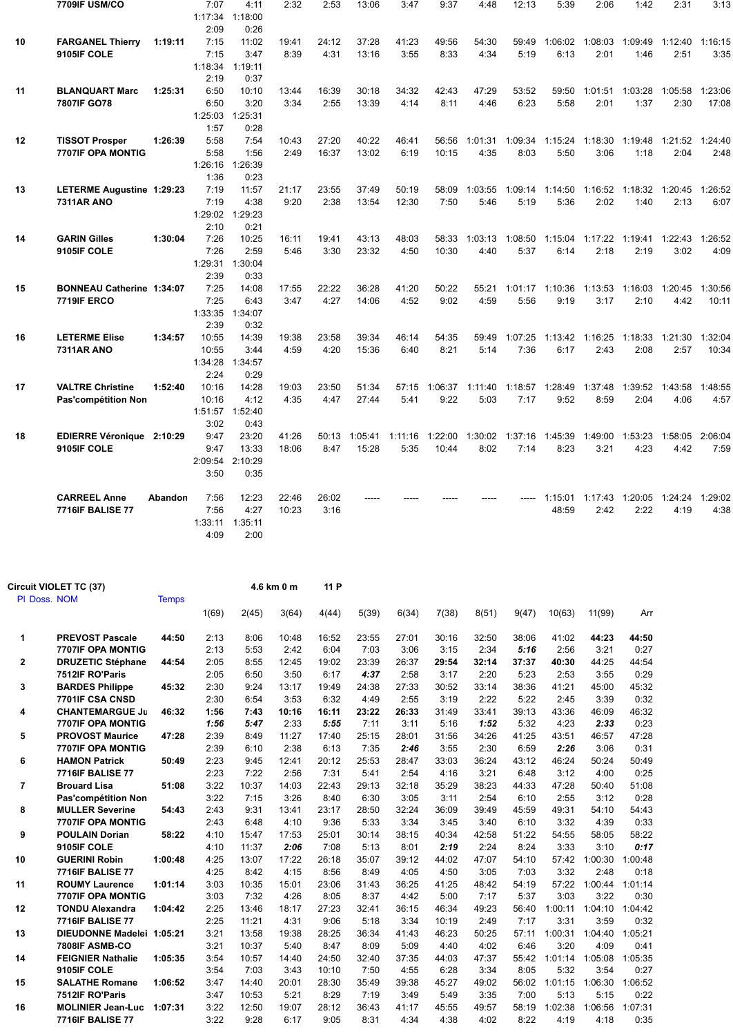| Pl | NOM | Temps | | | | | | | | | | | | | | |
|---|---|---|---|---|---|---|---|---|---|---|---|---|---|---|---|---|
| | 7709IF USM/CO | | 7:07 | 4:11 | 2:32 | 2:53 | 13:06 | 3:47 | 9:37 | 4:48 | 12:13 | 5:39 | 2:06 | 1:42 | 2:31 | 3:13 |
| | | | 1:17:34 | 1:18:00 | | | | | | | | | | | | |
| | | | 2:09 | 0:26 | | | | | | | | | | | | |
| 10 | FARGANEL Thierry | 1:19:11 | 7:15 | 11:02 | 19:41 | 24:12 | 37:28 | 41:23 | 49:56 | 54:30 | 59:49 | 1:06:02 | 1:08:03 | 1:09:49 | 1:12:40 | 1:16:15 |
| | 9105IF COLE | | 7:15 | 3:47 | 8:39 | 4:31 | 13:16 | 3:55 | 8:33 | 4:34 | 5:19 | 6:13 | 2:01 | 1:46 | 2:51 | 3:35 |
| | | | 1:18:34 | 1:19:11 | | | | | | | | | | | | |
| | | | 2:19 | 0:37 | | | | | | | | | | | | |
| 11 | BLANQUART Marc | 1:25:31 | 6:50 | 10:10 | 13:44 | 16:39 | 30:18 | 34:32 | 42:43 | 47:29 | 53:52 | 59:50 | 1:01:51 | 1:03:28 | 1:05:58 | 1:23:06 |
| | 7807IF GO78 | | 6:50 | 3:20 | 3:34 | 2:55 | 13:39 | 4:14 | 8:11 | 4:46 | 6:23 | 5:58 | 2:01 | 1:37 | 2:30 | 17:08 |
| | | | 1:25:03 | 1:25:31 | | | | | | | | | | | | |
| | | | 1:57 | 0:28 | | | | | | | | | | | | |
| 12 | TISSOT Prosper | 1:26:39 | 5:58 | 7:54 | 10:43 | 27:20 | 40:22 | 46:41 | 56:56 | 1:01:31 | 1:09:34 | 1:15:24 | 1:18:30 | 1:19:48 | 1:21:52 | 1:24:40 |
| | 7707IF OPA MONTIG | | 5:58 | 1:56 | 2:49 | 16:37 | 13:02 | 6:19 | 10:15 | 4:35 | 8:03 | 5:50 | 3:06 | 1:18 | 2:04 | 2:48 |
| | | | 1:26:16 | 1:26:39 | | | | | | | | | | | | |
| | | | 1:36 | 0:23 | | | | | | | | | | | | |
| 13 | LETERME Augustine | 1:29:23 | 7:19 | 11:57 | 21:17 | 23:55 | 37:49 | 50:19 | 58:09 | 1:03:55 | 1:09:14 | 1:14:50 | 1:16:52 | 1:18:32 | 1:20:45 | 1:26:52 |
| | 7311AR ANO | | 7:19 | 4:38 | 9:20 | 2:38 | 13:54 | 12:30 | 7:50 | 5:46 | 5:19 | 5:36 | 2:02 | 1:40 | 2:13 | 6:07 |
| | | | 1:29:02 | 1:29:23 | | | | | | | | | | | | |
| | | | 2:10 | 0:21 | | | | | | | | | | | | |
| 14 | GARIN Gilles | 1:30:04 | 7:26 | 10:25 | 16:11 | 19:41 | 43:13 | 48:03 | 58:33 | 1:03:13 | 1:08:50 | 1:15:04 | 1:17:22 | 1:19:41 | 1:22:43 | 1:26:52 |
| | 9105IF COLE | | 7:26 | 2:59 | 5:46 | 3:30 | 23:32 | 4:50 | 10:30 | 4:40 | 5:37 | 6:14 | 2:18 | 2:19 | 3:02 | 4:09 |
| | | | 1:29:31 | 1:30:04 | | | | | | | | | | | | |
| | | | 2:39 | 0:33 | | | | | | | | | | | | |
| 15 | BONNEAU Catherine | 1:34:07 | 7:25 | 14:08 | 17:55 | 22:22 | 36:28 | 41:20 | 50:22 | 55:21 | 1:01:17 | 1:10:36 | 1:13:53 | 1:16:03 | 1:20:45 | 1:30:56 |
| | 7719IF ERCO | | 7:25 | 6:43 | 3:47 | 4:27 | 14:06 | 4:52 | 9:02 | 4:59 | 5:56 | 9:19 | 3:17 | 2:10 | 4:42 | 10:11 |
| | | | 1:33:35 | 1:34:07 | | | | | | | | | | | | |
| | | | 2:39 | 0:32 | | | | | | | | | | | | |
| 16 | LETERME Elise | 1:34:57 | 10:55 | 14:39 | 19:38 | 23:58 | 39:34 | 46:14 | 54:35 | 59:49 | 1:07:25 | 1:13:42 | 1:16:25 | 1:18:33 | 1:21:30 | 1:32:04 |
| | 7311AR ANO | | 10:55 | 3:44 | 4:59 | 4:20 | 15:36 | 6:40 | 8:21 | 5:14 | 7:36 | 6:17 | 2:43 | 2:08 | 2:57 | 10:34 |
| | | | 1:34:28 | 1:34:57 | | | | | | | | | | | | |
| | | | 2:24 | 0:29 | | | | | | | | | | | | |
| 17 | VALTRE Christine | 1:52:40 | 10:16 | 14:28 | 19:03 | 23:50 | 51:34 | 57:15 | 1:06:37 | 1:11:40 | 1:18:57 | 1:28:49 | 1:37:48 | 1:39:52 | 1:43:58 | 1:48:55 |
| | Pas'compétition Non | | 10:16 | 4:12 | 4:35 | 4:47 | 27:44 | 5:41 | 9:22 | 5:03 | 7:17 | 9:52 | 8:59 | 2:04 | 4:06 | 4:57 |
| | | | 1:51:57 | 1:52:40 | | | | | | | | | | | | |
| | | | 3:02 | 0:43 | | | | | | | | | | | | |
| 18 | EDIERRE Véronique | 2:10:29 | 9:47 | 23:20 | 41:26 | 50:13 | 1:05:41 | 1:11:16 | 1:22:00 | 1:30:02 | 1:37:16 | 1:45:39 | 1:49:00 | 1:53:23 | 1:58:05 | 2:06:04 |
| | 9105IF COLE | | 9:47 | 13:33 | 18:06 | 8:47 | 15:28 | 5:35 | 10:44 | 8:02 | 7:14 | 8:23 | 3:21 | 4:23 | 4:42 | 7:59 |
| | | | 2:09:54 | 2:10:29 | | | | | | | | | | | | |
| | | | 3:50 | 0:35 | | | | | | | | | | | | |
| | CARREEL Anne | Abandon | 7:56 | 12:23 | 22:46 | 26:02 | ----- | ----- | ----- | ----- | ----- | 1:15:01 | 1:17:43 | 1:20:05 | 1:24:24 | 1:29:02 |
| | 7716IF BALISE 77 | | 7:56 | 4:27 | 10:23 | 3:16 | | | | | | 48:59 | 2:42 | 2:22 | 4:19 | 4:38 |
| | | | 1:33:11 | 1:35:11 | | | | | | | | | | | | |
| | | | 4:09 | 2:00 | | | | | | | | | | | | |

## Circuit VIOLET TC (37) — 4.6 km 0 m — 11 P

| Pl | Doss. NOM | Temps | 1(69) | 2(45) | 3(64) | 4(44) | 5(39) | 6(34) | 7(38) | 8(51) | 9(47) | 10(63) | 11(99) | Arr |
|---|---|---|---|---|---|---|---|---|---|---|---|---|---|---|
| 1 | PREVOST Pascale | 44:50 | 2:13 | 8:06 | 10:48 | 16:52 | 23:55 | 27:01 | 30:16 | 32:50 | 38:06 | 41:02 | **44:23** | **44:50** |
| | 7707IF OPA MONTIG | | 2:13 | 5:53 | 2:42 | 6:04 | 7:03 | 3:06 | 3:15 | 2:34 | ***5:16*** | 2:56 | 3:21 | 0:27 |
| 2 | DRUZETIC Stéphane | 44:54 | 2:05 | 8:55 | 12:45 | 19:02 | 23:39 | 26:37 | **29:54** | **32:14** | **37:37** | **40:30** | 44:25 | 44:54 |
| | 7512IF RO'Paris | | 2:05 | 6:50 | 3:50 | 6:17 | ***4:37*** | 2:58 | 3:17 | 2:20 | 5:23 | 2:53 | 3:55 | 0:29 |
| 3 | BARDES Philippe | 45:32 | 2:30 | 9:24 | 13:17 | 19:49 | 24:38 | 27:33 | 30:52 | 33:14 | 38:36 | 41:21 | 45:00 | 45:32 |
| | 7701IF CSA CNSD | | 2:30 | 6:54 | 3:53 | 6:32 | 4:49 | 2:55 | 3:19 | 2:22 | 5:22 | 2:45 | 3:39 | 0:32 |
| 4 | CHANTEMARGUE Ju | 46:32 | **1:56** | **7:43** | **10:16** | **16:11** | **23:22** | **26:33** | 31:49 | 33:41 | 39:13 | 43:36 | 46:09 | 46:32 |
| | 7707IF OPA MONTIG | | ***1:56*** | ***5:47*** | 2:33 | ***5:55*** | 7:11 | 3:11 | 5:16 | ***1:52*** | 5:32 | 4:23 | ***2:33*** | 0:23 |
| 5 | PROVOST Maurice | 47:28 | 2:39 | 8:49 | 11:27 | 17:40 | 25:15 | 28:01 | 31:56 | 34:26 | 41:25 | 43:51 | 46:57 | 47:28 |
| | 7707IF OPA MONTIG | | 2:39 | 6:10 | 2:38 | 6:13 | 7:35 | ***2:46*** | 3:55 | 2:30 | 6:59 | ***2:26*** | 3:06 | 0:31 |
| 6 | HAMON Patrick | 50:49 | 2:23 | 9:45 | 12:41 | 20:12 | 25:53 | 28:47 | 33:03 | 36:24 | 43:12 | 46:24 | 50:24 | 50:49 |
| | 7716IF BALISE 77 | | 2:23 | 7:22 | 2:56 | 7:31 | 5:41 | 2:54 | 4:16 | 3:21 | 6:48 | 3:12 | 4:00 | 0:25 |
| 7 | Brouard Lisa | 51:08 | 3:22 | 10:37 | 14:03 | 22:43 | 29:13 | 32:18 | 35:29 | 38:23 | 44:33 | 47:28 | 50:40 | 51:08 |
| | Pas'compétition Non | | 3:22 | 7:15 | 3:26 | 8:40 | 6:30 | 3:05 | 3:11 | 2:54 | 6:10 | 2:55 | 3:12 | 0:28 |
| 8 | MULLER Severine | 54:43 | 2:43 | 9:31 | 13:41 | 23:17 | 28:50 | 32:24 | 36:09 | 39:49 | 45:59 | 49:31 | 54:10 | 54:43 |
| | 7707IF OPA MONTIG | | 2:43 | 6:48 | 4:10 | 9:36 | 5:33 | 3:34 | 3:45 | 3:40 | 6:10 | 3:32 | 4:39 | 0:33 |
| 9 | POULAIN Dorian | 58:22 | 4:10 | 15:47 | 17:53 | 25:01 | 30:14 | 38:15 | 40:34 | 42:58 | 51:22 | 54:55 | 58:05 | 58:22 |
| | 9105IF COLE | | 4:10 | 11:37 | ***2:06*** | 7:08 | 5:13 | 8:01 | ***2:19*** | 2:24 | 8:24 | 3:33 | 3:10 | ***0:17*** |
| 10 | GUERINI Robin | 1:00:48 | 4:25 | 13:07 | 17:22 | 26:18 | 35:07 | 39:12 | 44:02 | 47:07 | 54:10 | 57:42 | 1:00:30 | 1:00:48 |
| | 7716IF BALISE 77 | | 4:25 | 8:42 | 4:15 | 8:56 | 8:49 | 4:05 | 4:50 | 3:05 | 7:03 | 3:32 | 2:48 | 0:18 |
| 11 | ROUMY Laurence | 1:01:14 | 3:03 | 10:35 | 15:01 | 23:06 | 31:43 | 36:25 | 41:25 | 48:42 | 54:19 | 57:22 | 1:00:44 | 1:01:14 |
| | 7707IF OPA MONTIG | | 3:03 | 7:32 | 4:26 | 8:05 | 8:37 | 4:42 | 5:00 | 7:17 | 5:37 | 3:03 | 3:22 | 0:30 |
| 12 | TONDU Alexandra | 1:04:42 | 2:25 | 13:46 | 18:17 | 27:23 | 32:41 | 36:15 | 46:34 | 49:23 | 56:40 | 1:00:11 | 1:04:10 | 1:04:42 |
| | 7716IF BALISE 77 | | 2:25 | 11:21 | 4:31 | 9:06 | 5:18 | 3:34 | 10:19 | 2:49 | 7:17 | 3:31 | 3:59 | 0:32 |
| 13 | DIEUDONNE Madelei | 1:05:21 | 3:21 | 13:58 | 19:38 | 28:25 | 36:34 | 41:43 | 46:23 | 50:25 | 57:11 | 1:00:31 | 1:04:40 | 1:05:21 |
| | 7808IF ASMB-CO | | 3:21 | 10:37 | 5:40 | 8:47 | 8:09 | 5:09 | 4:40 | 4:02 | 6:46 | 3:20 | 4:09 | 0:41 |
| 14 | FEIGNIER Nathalie | 1:05:35 | 3:54 | 10:57 | 14:40 | 24:50 | 32:40 | 37:35 | 44:03 | 47:37 | 55:42 | 1:01:14 | 1:05:08 | 1:05:35 |
| | 9105IF COLE | | 3:54 | 7:03 | 3:43 | 10:10 | 7:50 | 4:55 | 6:28 | 3:34 | 8:05 | 5:32 | 3:54 | 0:27 |
| 15 | SALATHE Romane | 1:06:52 | 3:47 | 14:40 | 20:01 | 28:30 | 35:49 | 39:38 | 45:27 | 49:02 | 56:02 | 1:01:15 | 1:06:30 | 1:06:52 |
| | 7512IF RO'Paris | | 3:47 | 10:53 | 5:21 | 8:29 | 7:19 | 3:49 | 5:49 | 3:35 | 7:00 | 5:13 | 5:15 | 0:22 |
| 16 | MOLINIER Jean-Luc | 1:07:31 | 3:22 | 12:50 | 19:07 | 28:12 | 36:43 | 41:17 | 45:55 | 49:57 | 58:19 | 1:02:38 | 1:06:56 | 1:07:31 |
| | 7716IF BALISE 77 | | 3:22 | 9:28 | 6:17 | 9:05 | 8:31 | 4:34 | 4:38 | 4:02 | 8:22 | 4:19 | 4:18 | 0:35 |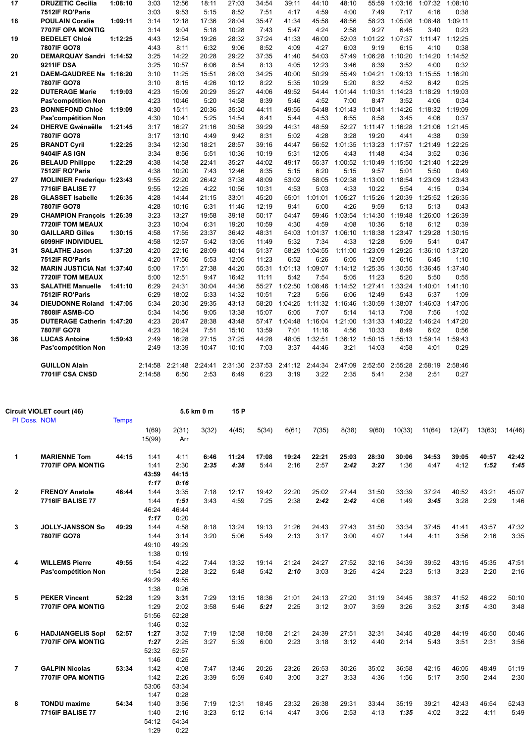| Pl | NOM / Doss. | Temps | | | | | | | | | | | | |
|---|---|---|---|---|---|---|---|---|---|---|---|---|---|---|
| 17 | DRUZETIC Cecilia | 1:08:10 | 3:03 | 12:56 | 18:11 | 27:03 | 34:54 | 39:11 | 44:10 | 48:10 | 55:59 | 1:03:16 | 1:07:32 | 1:08:10 |
| | 7512IF RO'Paris | | 3:03 | 9:53 | 5:15 | 8:52 | 7:51 | 4:17 | 4:59 | 4:00 | 7:49 | 7:17 | 4:16 | 0:38 |
| 18 | POULAIN Coralie | 1:09:11 | 3:14 | 12:18 | 17:36 | 28:04 | 35:47 | 41:34 | 45:58 | 48:56 | 58:23 | 1:05:08 | 1:08:48 | 1:09:11 |
| | 7707IF OPA MONTIG | | 3:14 | 9:04 | 5:18 | 10:28 | 7:43 | 5:47 | 4:24 | 2:58 | 9:27 | 6:45 | 3:40 | 0:23 |
| 19 | BEDELET Chloé | 1:12:25 | 4:43 | 12:54 | 19:26 | 28:32 | 37:24 | 41:33 | 46:00 | 52:03 | 1:01:22 | 1:07:37 | 1:11:47 | 1:12:25 |
| | 7807IF GO78 | | 4:43 | 8:11 | 6:32 | 9:06 | 8:52 | 4:09 | 4:27 | 6:03 | 9:19 | 6:15 | 4:10 | 0:38 |
| 20 | DEMARQUAY Sandri | 1:14:52 | 3:25 | 14:22 | 20:28 | 29:22 | 37:35 | 41:40 | 54:03 | 57:49 | 1:06:28 | 1:10:20 | 1:14:20 | 1:14:52 |
| | 9211IF DSA | | 3:25 | 10:57 | 6:06 | 8:54 | 8:13 | 4:05 | 12:23 | 3:46 | 8:39 | 3:52 | 4:00 | 0:32 |
| 21 | DAEM-GAUDREE Na | 1:16:20 | 3:10 | 11:25 | 15:51 | 26:03 | 34:25 | 40:00 | 50:29 | 55:49 | 1:04:21 | 1:09:13 | 1:15:55 | 1:16:20 |
| | 7807IF GO78 | | 3:10 | 8:15 | 4:26 | 10:12 | 8:22 | 5:35 | 10:29 | 5:20 | 8:32 | 4:52 | 6:42 | 0:25 |
| 22 | DUTERAGE Marie | 1:19:03 | 4:23 | 15:09 | 20:29 | 35:27 | 44:06 | 49:52 | 54:44 | 1:01:44 | 1:10:31 | 1:14:23 | 1:18:29 | 1:19:03 |
| | Pas'compétition Non | | 4:23 | 10:46 | 5:20 | 14:58 | 8:39 | 5:46 | 4:52 | 7:00 | 8:47 | 3:52 | 4:06 | 0:34 |
| 23 | BONNEFOND Chloé | 1:19:09 | 4:30 | 15:11 | 20:36 | 35:30 | 44:11 | 49:55 | 54:48 | 1:01:43 | 1:10:41 | 1:14:26 | 1:18:32 | 1:19:09 |
| | Pas'compétition Non | | 4:30 | 10:41 | 5:25 | 14:54 | 8:41 | 5:44 | 4:53 | 6:55 | 8:58 | 3:45 | 4:06 | 0:37 |
| 24 | DHERVE Gwénaëlle | 1:21:45 | 3:17 | 16:27 | 21:16 | 30:58 | 39:29 | 44:31 | 48:59 | 52:27 | 1:11:47 | 1:16:28 | 1:21:06 | 1:21:45 |
| | 7807IF GO78 | | 3:17 | 13:10 | 4:49 | 9:42 | 8:31 | 5:02 | 4:28 | 3:28 | 19:20 | 4:41 | 4:38 | 0:39 |
| 25 | BRANDT Cyril | 1:22:25 | 3:34 | 12:30 | 18:21 | 28:57 | 39:16 | 44:47 | 56:52 | 1:01:35 | 1:13:23 | 1:17:57 | 1:21:49 | 1:22:25 |
| | 9404IF AS IGN | | 3:34 | 8:56 | 5:51 | 10:36 | 10:19 | 5:31 | 12:05 | 4:43 | 11:48 | 4:34 | 3:52 | 0:36 |
| 26 | BELAUD Philippe | 1:22:29 | 4:38 | 14:58 | 22:41 | 35:27 | 44:02 | 49:17 | 55:37 | 1:00:52 | 1:10:49 | 1:15:50 | 1:21:40 | 1:22:29 |
| | 7512IF RO'Paris | | 4:38 | 10:20 | 7:43 | 12:46 | 8:35 | 5:15 | 6:20 | 5:15 | 9:57 | 5:01 | 5:50 | 0:49 |
| 27 | MOLINIER Frederiqu | 1:23:43 | 9:55 | 22:20 | 26:42 | 37:38 | 48:09 | 53:02 | 58:05 | 1:02:38 | 1:13:00 | 1:18:54 | 1:23:09 | 1:23:43 |
| | 7716IF BALISE 77 | | 9:55 | 12:25 | 4:22 | 10:56 | 10:31 | 4:53 | 5:03 | 4:33 | 10:22 | 5:54 | 4:15 | 0:34 |
| 28 | GLASSET Isabelle | 1:26:35 | 4:28 | 14:44 | 21:15 | 33:01 | 45:20 | 55:01 | 1:01:01 | 1:05:27 | 1:15:26 | 1:20:39 | 1:25:52 | 1:26:35 |
| | 7807IF GO78 | | 4:28 | 10:16 | 6:31 | 11:46 | 12:19 | 9:41 | 6:00 | 4:26 | 9:59 | 5:13 | 5:13 | 0:43 |
| 29 | CHAMPION François | 1:26:39 | 3:23 | 13:27 | 19:58 | 39:18 | 50:17 | 54:47 | 59:46 | 1:03:54 | 1:14:30 | 1:19:48 | 1:26:00 | 1:26:39 |
| | 7720IF TOM MEAUX | | 3:23 | 10:04 | 6:31 | 19:20 | 10:59 | 4:30 | 4:59 | 4:08 | 10:36 | 5:18 | 6:12 | 0:39 |
| 30 | GAILLARD Gilles | 1:30:15 | 4:58 | 17:55 | 23:37 | 36:42 | 48:31 | 54:03 | 1:01:37 | 1:06:10 | 1:18:38 | 1:23:47 | 1:29:28 | 1:30:15 |
| | 6099HF INDIVIDUEL | | 4:58 | 12:57 | 5:42 | 13:05 | 11:49 | 5:32 | 7:34 | 4:33 | 12:28 | 5:09 | 5:41 | 0:47 |
| 31 | SALATHE Jason | 1:37:20 | 4:20 | 22:16 | 28:09 | 40:14 | 51:37 | 58:29 | 1:04:55 | 1:11:00 | 1:23:09 | 1:29:25 | 1:36:10 | 1:37:20 |
| | 7512IF RO'Paris | | 4:20 | 17:56 | 5:53 | 12:05 | 11:23 | 6:52 | 6:26 | 6:05 | 12:09 | 6:16 | 6:45 | 1:10 |
| 32 | MARIN JUSTICIA Nat | 1:37:40 | 5:00 | 17:51 | 27:38 | 44:20 | 55:31 | 1:01:13 | 1:09:07 | 1:14:12 | 1:25:35 | 1:30:55 | 1:36:45 | 1:37:40 |
| | 7720IF TOM MEAUX | | 5:00 | 12:51 | 9:47 | 16:42 | 11:11 | 5:42 | 7:54 | 5:05 | 11:23 | 5:20 | 5:50 | 0:55 |
| 33 | SALATHE Manuelle | 1:41:10 | 6:29 | 24:31 | 30:04 | 44:36 | 55:27 | 1:02:50 | 1:08:46 | 1:14:52 | 1:27:41 | 1:33:24 | 1:40:01 | 1:41:10 |
| | 7512IF RO'Paris | | 6:29 | 18:02 | 5:33 | 14:32 | 10:51 | 7:23 | 5:56 | 6:06 | 12:49 | 5:43 | 6:37 | 1:09 |
| 34 | DIEUDONNE Roland | 1:47:05 | 5:34 | 20:30 | 29:35 | 43:13 | 58:20 | 1:04:25 | 1:11:32 | 1:16:46 | 1:30:59 | 1:38:07 | 1:46:03 | 1:47:05 |
| | 7808IF ASMB-CO | | 5:34 | 14:56 | 9:05 | 13:38 | 15:07 | 6:05 | 7:07 | 5:14 | 14:13 | 7:08 | 7:56 | 1:02 |
| 35 | DUTERAGE Catherin | 1:47:20 | 4:23 | 20:47 | 28:38 | 43:48 | 57:47 | 1:04:48 | 1:16:04 | 1:21:00 | 1:31:33 | 1:40:22 | 1:46:24 | 1:47:20 |
| | 7807IF GO78 | | 4:23 | 16:24 | 7:51 | 15:10 | 13:59 | 7:01 | 11:16 | 4:56 | 10:33 | 8:49 | 6:02 | 0:56 |
| 36 | LUCAS Antoine | 1:59:43 | 2:49 | 16:28 | 27:15 | 37:25 | 44:28 | 48:05 | 1:32:51 | 1:36:12 | 1:50:15 | 1:55:13 | 1:59:14 | 1:59:43 |
| | Pas'compétition Non | | 2:49 | 13:39 | 10:47 | 10:10 | 7:03 | 3:37 | 44:46 | 3:21 | 14:03 | 4:58 | 4:01 | 0:29 |
| | GUILLON Alain | | 2:14:58 | 2:21:48 | 2:24:41 | 2:31:30 | 2:37:53 | 2:41:12 | 2:44:34 | 2:47:09 | 2:52:50 | 2:55:28 | 2:58:19 | 2:58:46 |
| | 7701IF CSA CNSD | | 2:14:58 | 6:50 | 2:53 | 6:49 | 6:23 | 3:19 | 3:22 | 2:35 | 5:41 | 2:38 | 2:51 | 0:27 |

**Circuit VIOLET court (46)** 5.6 km 0 m 15 P

| Pl | Doss. NOM | Temps | 1(69) | 2(31) | 3(32) | 4(45) | 5(34) | 6(61) | 7(35) | 8(38) | 9(60) | 10(33) | 11(64) | 12(47) | 13(63) | 14(46) |
|---|---|---|---|---|---|---|---|---|---|---|---|---|---|---|---|---|
| | | | 15(99) | Arr | | | | | | | | | | | | |
| 1 | MARIENNE Tom | 44:15 | 1:41 | 4:11 | **6:46** | **11:24** | 17:08 | 19:24 | 22:21 | **25:03** | **28:30** | 30:06 | 34:53 | 39:05 | **40:57** | **42:42** |
| | 7707IF OPA MONTIG | | 1:41 | 2:30 | ***2:35*** | ***4:38*** | 5:44 | 2:16 | 2:57 | ***2:42*** | ***3:27*** | 1:36 | 4:47 | 4:12 | ***1:52*** | ***1:45*** |
| | | | **43:59** | **44:15** | | | | | | | | | | | | |
| | | | ***1:17*** | ***0:16*** | | | | | | | | | | | | |
| 2 | FRENOY Anatole | 46:44 | 1:44 | 3:35 | 7:18 | 12:17 | 19:42 | 22:20 | 25:02 | 27:44 | 31:50 | 33:39 | 37:24 | 40:52 | 43:21 | 45:07 |
| | 7716IF BALISE 77 | | 1:44 | ***1:51*** | 3:43 | 4:59 | 7:25 | 2:38 | ***2:42*** | ***2:42*** | 4:06 | 1:49 | ***3:45*** | 3:28 | 2:29 | 1:46 |
| | | | 46:24 | 46:44 | | | | | | | | | | | | |
| | | | ***1:17*** | 0:20 | | | | | | | | | | | | |
| 3 | JOLLY-JANSSON So | 49:29 | 1:44 | 4:58 | 8:18 | 13:24 | 19:13 | 21:26 | 24:43 | 27:43 | 31:50 | 33:34 | 37:45 | 41:41 | 43:57 | 47:32 |
| | 7807IF GO78 | | 1:44 | 3:14 | 3:20 | 5:06 | 5:49 | 2:13 | 3:17 | 3:00 | 4:07 | 1:44 | 4:11 | 3:56 | 2:16 | 3:35 |
| | | | 49:10 | 49:29 | | | | | | | | | | | | |
| | | | 1:38 | 0:19 | | | | | | | | | | | | |
| 4 | WILLEMS Pierre | 49:55 | 1:54 | 4:22 | 7:44 | 13:32 | 19:14 | 21:24 | 24:27 | 27:52 | 32:16 | 34:39 | 39:52 | 43:15 | 45:35 | 47:51 |
| | Pas'compétition Non | | 1:54 | 2:28 | 3:22 | 5:48 | 5:42 | ***2:10*** | 3:03 | 3:25 | 4:24 | 2:23 | 5:13 | 3:23 | 2:20 | 2:16 |
| | | | 49:29 | 49:55 | | | | | | | | | | | | |
| | | | 1:38 | 0:26 | | | | | | | | | | | | |
| 5 | PEKER Vincent | 52:28 | 1:29 | **3:31** | 7:29 | 13:15 | 18:36 | 21:01 | 24:13 | 27:20 | 31:19 | 34:45 | 38:37 | 41:52 | 46:22 | 50:10 |
| | 7707IF OPA MONTIG | | 1:29 | 2:02 | 3:58 | 5:46 | ***5:21*** | 2:25 | 3:12 | 3:07 | 3:59 | 3:26 | 3:52 | ***3:15*** | 4:30 | 3:48 |
| | | | 51:56 | 52:28 | | | | | | | | | | | | |
| | | | 1:46 | 0:32 | | | | | | | | | | | | |
| 6 | HADJIANGELIS Sopl | 52:57 | **1:27** | 3:52 | 7:19 | 12:58 | 18:58 | 21:21 | 24:39 | 27:51 | 32:31 | 34:45 | 40:28 | 44:19 | 46:50 | 50:46 |
| | 7707IF OPA MONTIG | | ***1:27*** | 2:25 | 3:27 | 5:39 | 6:00 | 2:23 | 3:18 | 3:12 | 4:40 | 2:14 | 5:43 | 3:51 | 2:31 | 3:56 |
| | | | 52:32 | 52:57 | | | | | | | | | | | | |
| | | | 1:46 | 0:25 | | | | | | | | | | | | |
| 7 | GALPIN Nicolas | 53:34 | 1:42 | 4:08 | 7:47 | 13:46 | 20:26 | 23:26 | 26:53 | 30:26 | 35:02 | 36:58 | 42:15 | 46:05 | 48:49 | 51:19 |
| | 7707IF OPA MONTIG | | 1:42 | 2:26 | 3:39 | 5:59 | 6:40 | 3:00 | 3:27 | 3:33 | 4:36 | 1:56 | 5:17 | 3:50 | 2:44 | 2:30 |
| | | | 53:06 | 53:34 | | | | | | | | | | | | |
| | | | 1:47 | 0:28 | | | | | | | | | | | | |
| 8 | TONDU maxime | 54:34 | 1:40 | 3:56 | 7:19 | 12:31 | 18:45 | 23:32 | 26:38 | 29:31 | 33:44 | 35:19 | 39:21 | 42:43 | 46:54 | 52:43 |
| | 7716IF BALISE 77 | | 1:40 | 2:16 | 3:23 | 5:12 | 6:14 | 4:47 | 3:06 | 2:53 | 4:13 | ***1:35*** | 4:02 | 3:22 | 4:11 | 5:49 |
| | | | 54:12 | 54:34 | | | | | | | | | | | | |
| | | | 1:29 | 0:22 | | | | | | | | | | | | |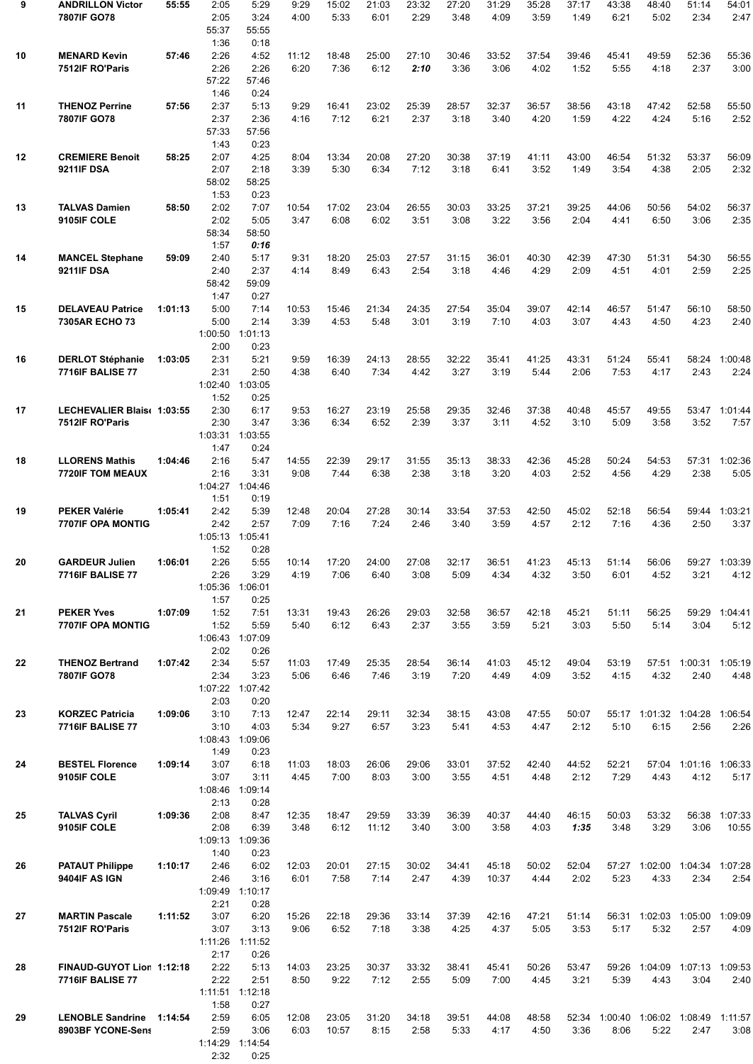| Pl | Nom / Club | Temps | | | | | | | | | | | | | | |
|---|---|---|---|---|---|---|---|---|---|---|---|---|---|---|---|---|
| 9 | **ANDRILLON Victor** | **55:55** | 2:05 | 5:29 | 9:29 | 15:02 | 21:03 | 23:32 | 27:20 | 31:29 | 35:28 | 37:17 | 43:38 | 48:40 | 51:14 | 54:01 |
| | **7807IF GO78** | | 2:05 | 3:24 | 4:00 | 5:33 | 6:01 | 2:29 | 3:48 | 4:09 | 3:59 | 1:49 | 6:21 | 5:02 | 2:34 | 2:47 |
| | | | 55:37 | 55:55 | | | | | | | | | | | | |
| | | | 1:36 | 0:18 | | | | | | | | | | | | |
| 10 | **MENARD Kevin** | **57:46** | 2:26 | 4:52 | 11:12 | 18:48 | 25:00 | 27:10 | 30:46 | 33:52 | 37:54 | 39:46 | 45:41 | 49:59 | 52:36 | 55:36 |
| | **7512IF RO'Paris** | | 2:26 | 2:26 | 6:20 | 7:36 | 6:12 | ***2:10*** | 3:36 | 3:06 | 4:02 | 1:52 | 5:55 | 4:18 | 2:37 | 3:00 |
| | | | 57:22 | 57:46 | | | | | | | | | | | | |
| | | | 1:46 | 0:24 | | | | | | | | | | | | |
| 11 | **THENOZ Perrine** | **57:56** | 2:37 | 5:13 | 9:29 | 16:41 | 23:02 | 25:39 | 28:57 | 32:37 | 36:57 | 38:56 | 43:18 | 47:42 | 52:58 | 55:50 |
| | **7807IF GO78** | | 2:37 | 2:36 | 4:16 | 7:12 | 6:21 | 2:37 | 3:18 | 3:40 | 4:20 | 1:59 | 4:22 | 4:24 | 5:16 | 2:52 |
| | | | 57:33 | 57:56 | | | | | | | | | | | | |
| | | | 1:43 | 0:23 | | | | | | | | | | | | |
| 12 | **CREMIERE Benoit** | **58:25** | 2:07 | 4:25 | 8:04 | 13:34 | 20:08 | 27:20 | 30:38 | 37:19 | 41:11 | 43:00 | 46:54 | 51:32 | 53:37 | 56:09 |
| | **9211IF DSA** | | 2:07 | 2:18 | 3:39 | 5:30 | 6:34 | 7:12 | 3:18 | 6:41 | 3:52 | 1:49 | 3:54 | 4:38 | 2:05 | 2:32 |
| | | | 58:02 | 58:25 | | | | | | | | | | | | |
| | | | 1:53 | 0:23 | | | | | | | | | | | | |
| 13 | **TALVAS Damien** | **58:50** | 2:02 | 7:07 | 10:54 | 17:02 | 23:04 | 26:55 | 30:03 | 33:25 | 37:21 | 39:25 | 44:06 | 50:56 | 54:02 | 56:37 |
| | **9105IF COLE** | | 2:02 | 5:05 | 3:47 | 6:08 | 6:02 | 3:51 | 3:08 | 3:22 | 3:56 | 2:04 | 4:41 | 6:50 | 3:06 | 2:35 |
| | | | 58:34 | 58:50 | | | | | | | | | | | | |
| | | | 1:57 | ***0:16*** | | | | | | | | | | | | |
| 14 | **MANCEL Stephane** | **59:09** | 2:40 | 5:17 | 9:31 | 18:20 | 25:03 | 27:57 | 31:15 | 36:01 | 40:30 | 42:39 | 47:30 | 51:31 | 54:30 | 56:55 |
| | **9211IF DSA** | | 2:40 | 2:37 | 4:14 | 8:49 | 6:43 | 2:54 | 3:18 | 4:46 | 4:29 | 2:09 | 4:51 | 4:01 | 2:59 | 2:25 |
| | | | 58:42 | 59:09 | | | | | | | | | | | | |
| | | | 1:47 | 0:27 | | | | | | | | | | | | |
| 15 | **DELAVEAU Patrice** | **1:01:13** | 5:00 | 7:14 | 10:53 | 15:46 | 21:34 | 24:35 | 27:54 | 35:04 | 39:07 | 42:14 | 46:57 | 51:47 | 56:10 | 58:50 |
| | **7305AR ECHO 73** | | 5:00 | 2:14 | 3:39 | 4:53 | 5:48 | 3:01 | 3:19 | 7:10 | 4:03 | 3:07 | 4:43 | 4:50 | 4:23 | 2:40 |
| | | | 1:00:50 | 1:01:13 | | | | | | | | | | | | |
| | | | 2:00 | 0:23 | | | | | | | | | | | | |
| 16 | **DERLOT Stéphanie** | **1:03:05** | 2:31 | 5:21 | 9:59 | 16:39 | 24:13 | 28:55 | 32:22 | 35:41 | 41:25 | 43:31 | 51:24 | 55:41 | 58:24 | 1:00:48 |
| | **7716IF BALISE 77** | | 2:31 | 2:50 | 4:38 | 6:40 | 7:34 | 4:42 | 3:27 | 3:19 | 5:44 | 2:06 | 7:53 | 4:17 | 2:43 | 2:24 |
| | | | 1:02:40 | 1:03:05 | | | | | | | | | | | | |
| | | | 1:52 | 0:25 | | | | | | | | | | | | |
| 17 | **LECHEVALIER Blaise** | **1:03:55** | 2:30 | 6:17 | 9:53 | 16:27 | 23:19 | 25:58 | 29:35 | 32:46 | 37:38 | 40:48 | 45:57 | 49:55 | 53:47 | 1:01:44 |
| | **7512IF RO'Paris** | | 2:30 | 3:47 | 3:36 | 6:34 | 6:52 | 2:39 | 3:37 | 3:11 | 4:52 | 3:10 | 5:09 | 3:58 | 3:52 | 7:57 |
| | | | 1:03:31 | 1:03:55 | | | | | | | | | | | | |
| | | | 1:47 | 0:24 | | | | | | | | | | | | |
| 18 | **LLORENS Mathis** | **1:04:46** | 2:16 | 5:47 | 14:55 | 22:39 | 29:17 | 31:55 | 35:13 | 38:33 | 42:36 | 45:28 | 50:24 | 54:53 | 57:31 | 1:02:36 |
| | **7720IF TOM MEAUX** | | 2:16 | 3:31 | 9:08 | 7:44 | 6:38 | 2:38 | 3:18 | 3:20 | 4:03 | 2:52 | 4:56 | 4:29 | 2:38 | 5:05 |
| | | | 1:04:27 | 1:04:46 | | | | | | | | | | | | |
| | | | 1:51 | 0:19 | | | | | | | | | | | | |
| 19 | **PEKER Valérie** | **1:05:41** | 2:42 | 5:39 | 12:48 | 20:04 | 27:28 | 30:14 | 33:54 | 37:53 | 42:50 | 45:02 | 52:18 | 56:54 | 59:44 | 1:03:21 |
| | **7707IF OPA MONTIG** | | 2:42 | 2:57 | 7:09 | 7:16 | 7:24 | 2:46 | 3:40 | 3:59 | 4:57 | 2:12 | 7:16 | 4:36 | 2:50 | 3:37 |
| | | | 1:05:13 | 1:05:41 | | | | | | | | | | | | |
| | | | 1:52 | 0:28 | | | | | | | | | | | | |
| 20 | **GARDEUR Julien** | **1:06:01** | 2:26 | 5:55 | 10:14 | 17:20 | 24:00 | 27:08 | 32:17 | 36:51 | 41:23 | 45:13 | 51:14 | 56:06 | 59:27 | 1:03:39 |
| | **7716IF BALISE 77** | | 2:26 | 3:29 | 4:19 | 7:06 | 6:40 | 3:08 | 5:09 | 4:34 | 4:32 | 3:50 | 6:01 | 4:52 | 3:21 | 4:12 |
| | | | 1:05:36 | 1:06:01 | | | | | | | | | | | | |
| | | | 1:57 | 0:25 | | | | | | | | | | | | |
| 21 | **PEKER Yves** | **1:07:09** | 1:52 | 7:51 | 13:31 | 19:43 | 26:26 | 29:03 | 32:58 | 36:57 | 42:18 | 45:21 | 51:11 | 56:25 | 59:29 | 1:04:41 |
| | **7707IF OPA MONTIG** | | 1:52 | 5:59 | 5:40 | 6:12 | 6:43 | 2:37 | 3:55 | 3:59 | 5:21 | 3:03 | 5:50 | 5:14 | 3:04 | 5:12 |
| | | | 1:06:43 | 1:07:09 | | | | | | | | | | | | |
| | | | 2:02 | 0:26 | | | | | | | | | | | | |
| 22 | **THENOZ Bertrand** | **1:07:42** | 2:34 | 5:57 | 11:03 | 17:49 | 25:35 | 28:54 | 36:14 | 41:03 | 45:12 | 49:04 | 53:19 | 57:51 | 1:00:31 | 1:05:19 |
| | **7807IF GO78** | | 2:34 | 3:23 | 5:06 | 6:46 | 7:46 | 3:19 | 7:20 | 4:49 | 4:09 | 3:52 | 4:15 | 4:32 | 2:40 | 4:48 |
| | | | 1:07:22 | 1:07:42 | | | | | | | | | | | | |
| | | | 2:03 | 0:20 | | | | | | | | | | | | |
| 23 | **KORZEC Patricia** | **1:09:06** | 3:10 | 7:13 | 12:47 | 22:14 | 29:11 | 32:34 | 38:15 | 43:08 | 47:55 | 50:07 | 55:17 | 1:01:32 | 1:04:28 | 1:06:54 |
| | **7716IF BALISE 77** | | 3:10 | 4:03 | 5:34 | 9:27 | 6:57 | 3:23 | 5:41 | 4:53 | 4:47 | 2:12 | 5:10 | 6:15 | 2:56 | 2:26 |
| | | | 1:08:43 | 1:09:06 | | | | | | | | | | | | |
| | | | 1:49 | 0:23 | | | | | | | | | | | | |
| 24 | **BESTEL Florence** | **1:09:14** | 3:07 | 6:18 | 11:03 | 18:03 | 26:06 | 29:06 | 33:01 | 37:52 | 42:40 | 44:52 | 52:21 | 57:04 | 1:01:16 | 1:06:33 |
| | **9105IF COLE** | | 3:07 | 3:11 | 4:45 | 7:00 | 8:03 | 3:00 | 3:55 | 4:51 | 4:48 | 2:12 | 7:29 | 4:43 | 4:12 | 5:17 |
| | | | 1:08:46 | 1:09:14 | | | | | | | | | | | | |
| | | | 2:13 | 0:28 | | | | | | | | | | | | |
| 25 | **TALVAS Cyril** | **1:09:36** | 2:08 | 8:47 | 12:35 | 18:47 | 29:59 | 33:39 | 36:39 | 40:37 | 44:40 | 46:15 | 50:03 | 53:32 | 56:38 | 1:07:33 |
| | **9105IF COLE** | | 2:08 | 6:39 | 3:48 | 6:12 | 11:12 | 3:40 | 3:00 | 3:58 | 4:03 | ***1:35*** | 3:48 | 3:29 | 3:06 | 10:55 |
| | | | 1:09:13 | 1:09:36 | | | | | | | | | | | | |
| | | | 1:40 | 0:23 | | | | | | | | | | | | |
| 26 | **PATAUT Philippe** | **1:10:17** | 2:46 | 6:02 | 12:03 | 20:01 | 27:15 | 30:02 | 34:41 | 45:18 | 50:02 | 52:04 | 57:27 | 1:02:00 | 1:04:34 | 1:07:28 |
| | **9404IF AS IGN** | | 2:46 | 3:16 | 6:01 | 7:58 | 7:14 | 2:47 | 4:39 | 10:37 | 4:44 | 2:02 | 5:23 | 4:33 | 2:34 | 2:54 |
| | | | 1:09:49 | 1:10:17 | | | | | | | | | | | | |
| | | | 2:21 | 0:28 | | | | | | | | | | | | |
| 27 | **MARTIN Pascale** | **1:11:52** | 3:07 | 6:20 | 15:26 | 22:18 | 29:36 | 33:14 | 37:39 | 42:16 | 47:21 | 51:14 | 56:31 | 1:02:03 | 1:05:00 | 1:09:09 |
| | **7512IF RO'Paris** | | 3:07 | 3:13 | 9:06 | 6:52 | 7:18 | 3:38 | 4:25 | 4:37 | 5:05 | 3:53 | 5:17 | 5:32 | 2:57 | 4:09 |
| | | | 1:11:26 | 1:11:52 | | | | | | | | | | | | |
| | | | 2:17 | 0:26 | | | | | | | | | | | | |
| 28 | **FINAUD-GUYOT Lion** | **1:12:18** | 2:22 | 5:13 | 14:03 | 23:25 | 30:37 | 33:32 | 38:41 | 45:41 | 50:26 | 53:47 | 59:26 | 1:04:09 | 1:07:13 | 1:09:53 |
| | **7716IF BALISE 77** | | 2:22 | 2:51 | 8:50 | 9:22 | 7:12 | 2:55 | 5:09 | 7:00 | 4:45 | 3:21 | 5:39 | 4:43 | 3:04 | 2:40 |
| | | | 1:11:51 | 1:12:18 | | | | | | | | | | | | |
| | | | 1:58 | 0:27 | | | | | | | | | | | | |
| 29 | **LENOBLE Sandrine** | **1:14:54** | 2:59 | 6:05 | 12:08 | 23:05 | 31:20 | 34:18 | 39:51 | 44:08 | 48:58 | 52:34 | 1:00:40 | 1:06:02 | 1:08:49 | 1:11:57 |
| | **8903BF YCONE-Sens** | | 2:59 | 3:06 | 6:03 | 10:57 | 8:15 | 2:58 | 5:33 | 4:17 | 4:50 | 3:36 | 8:06 | 5:22 | 2:47 | 3:08 |
| | | | 1:14:29 | 1:14:54 | | | | | | | | | | | | |
| | | | 2:32 | 0:25 | | | | | | | | | | | | |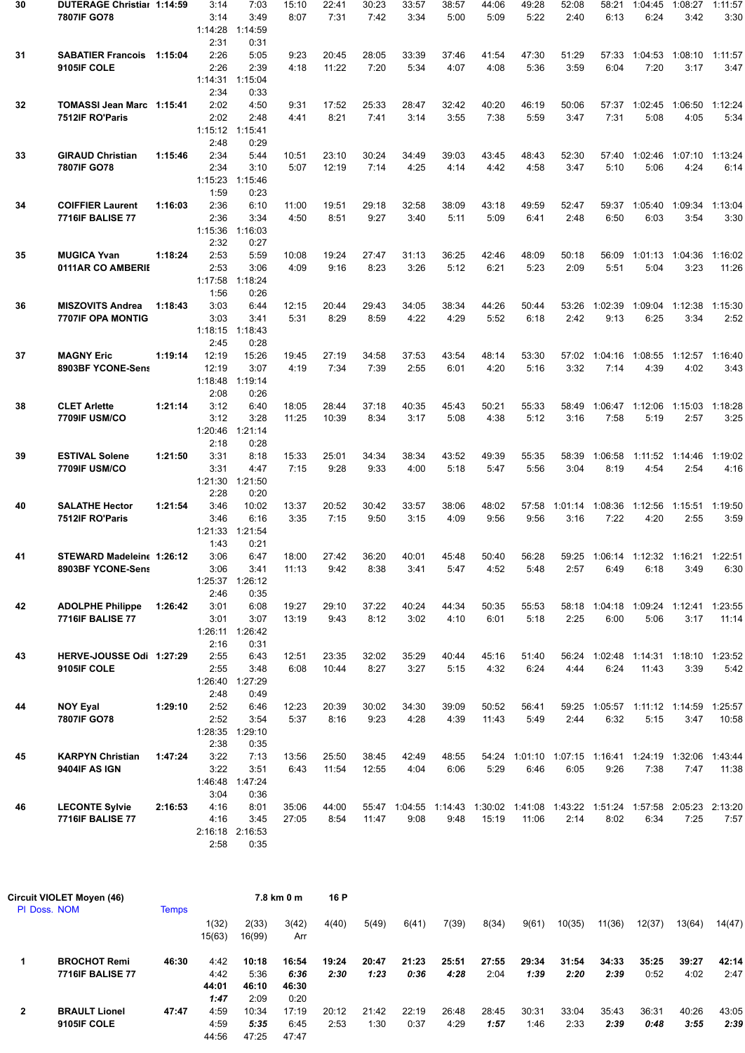| Pl | Doss. NOM | Temps | 1 | 2 | 3 | 4 | 5 | 6 | 7 | 8 | 9 | 10 | 11 | 12 | 13 | 14 |
|---|---|---|---|---|---|---|---|---|---|---|---|---|---|---|---|---|
| 30 | DUTERAGE Christiar 7807IF GO78 | 1:14:59 | 3:14 3:14 1:14:28 2:31 | 7:03 3:49 1:14:59 0:31 | 15:10 8:07 | 22:41 7:31 | 30:23 7:42 | 33:57 3:34 | 38:57 5:00 | 44:06 5:09 | 49:28 5:22 | 52:08 2:40 | 58:21 6:13 | 1:04:45 6:24 | 1:08:27 3:42 | 1:11:57 3:30 |
| 31 | SABATIER Francois 9105IF COLE | 1:15:04 | 2:26 2:26 1:14:31 2:34 | 5:05 2:39 1:15:04 0:33 | 9:23 4:18 | 20:45 11:22 | 28:05 7:20 | 33:39 5:34 | 37:46 4:07 | 41:54 4:08 | 47:30 5:36 | 51:29 3:59 | 57:33 6:04 | 1:04:53 7:20 | 1:08:10 3:17 | 1:11:57 3:47 |
| 32 | TOMASSI Jean Marc 7512IF RO'Paris | 1:15:41 | 2:02 2:02 1:15:12 2:48 | 4:50 2:48 1:15:41 0:29 | 9:31 4:41 | 17:52 8:21 | 25:33 7:41 | 28:47 3:14 | 32:42 3:55 | 40:20 7:38 | 46:19 5:59 | 50:06 3:47 | 57:37 7:31 | 1:02:45 5:08 | 1:06:50 4:05 | 1:12:24 5:34 |
| 33 | GIRAUD Christian 7807IF GO78 | 1:15:46 | 2:34 2:34 1:15:23 1:59 | 5:44 3:10 1:15:46 0:23 | 10:51 5:07 | 23:10 12:19 | 30:24 7:14 | 34:49 4:25 | 39:03 4:14 | 43:45 4:42 | 48:43 4:58 | 52:30 3:47 | 57:40 5:10 | 1:02:46 5:06 | 1:07:10 4:24 | 1:13:24 6:14 |
| 34 | COIFFIER Laurent 7716IF BALISE 77 | 1:16:03 | 2:36 2:36 1:15:36 2:32 | 6:10 3:34 1:16:03 0:27 | 11:00 4:50 | 19:51 8:51 | 29:18 9:27 | 32:58 3:40 | 38:09 5:11 | 43:18 5:09 | 49:59 6:41 | 52:47 2:48 | 59:37 6:50 | 1:05:40 6:03 | 1:09:34 3:54 | 1:13:04 3:30 |
| 35 | MUGICA Yvan 0111AR CO AMBERIE | 1:18:24 | 2:53 2:53 1:17:58 1:56 | 5:59 3:06 1:18:24 0:26 | 10:08 4:09 | 19:24 9:16 | 27:47 8:23 | 31:13 3:26 | 36:25 5:12 | 42:46 6:21 | 48:09 5:23 | 50:18 2:09 | 56:09 5:51 | 1:01:13 5:04 | 1:04:36 3:23 | 1:16:02 11:26 |
| 36 | MISZOVITS Andrea 7707IF OPA MONTIG | 1:18:43 | 3:03 3:03 1:18:15 2:45 | 6:44 3:41 1:18:43 0:28 | 12:15 5:31 | 20:44 8:29 | 29:43 8:59 | 34:05 4:22 | 38:34 4:29 | 44:26 5:52 | 50:44 6:18 | 53:26 2:42 | 1:02:39 9:13 | 1:09:04 6:25 | 1:12:38 3:34 | 1:15:30 2:52 |
| 37 | MAGNY Eric 8903BF YCONE-Sens | 1:19:14 | 12:19 12:19 1:18:48 2:08 | 15:26 3:07 1:19:14 0:26 | 19:45 4:19 | 27:19 7:34 | 34:58 7:39 | 37:53 2:55 | 43:54 6:01 | 48:14 4:20 | 53:30 5:16 | 57:02 3:32 | 1:04:16 7:14 | 1:08:55 4:39 | 1:12:57 4:02 | 1:16:40 3:43 |
| 38 | CLET Arlette 7709IF USM/CO | 1:21:14 | 3:12 3:12 1:20:46 2:18 | 6:40 3:28 1:21:14 0:28 | 18:05 11:25 | 28:44 10:39 | 37:18 8:34 | 40:35 3:17 | 45:43 5:08 | 50:21 4:38 | 55:33 5:12 | 58:49 3:16 | 1:06:47 7:58 | 1:12:06 5:19 | 1:15:03 2:57 | 1:18:28 3:25 |
| 39 | ESTIVAL Solene 7709IF USM/CO | 1:21:50 | 3:31 3:31 1:21:30 2:28 | 8:18 4:47 1:21:50 0:20 | 15:33 7:15 | 25:01 9:28 | 34:34 9:33 | 38:34 4:00 | 43:52 5:18 | 49:39 5:47 | 55:35 5:56 | 58:39 3:04 | 1:06:58 8:19 | 1:11:52 4:54 | 1:14:46 2:54 | 1:19:02 4:16 |
| 40 | SALATHE Hector 7512IF RO'Paris | 1:21:54 | 3:46 3:46 1:21:33 1:43 | 10:02 6:16 1:21:54 0:21 | 13:37 3:35 | 20:52 7:15 | 30:42 9:50 | 33:57 3:15 | 38:06 4:09 | 48:02 9:56 | 57:58 9:56 | 1:01:14 3:16 | 1:08:36 7:22 | 1:12:56 4:20 | 1:15:51 2:55 | 1:19:50 3:59 |
| 41 | STEWARD Madeleine 8903BF YCONE-Sens | 1:26:12 | 3:06 3:06 1:25:37 2:46 | 6:47 3:41 1:26:12 0:35 | 18:00 11:13 | 27:42 9:42 | 36:20 8:38 | 40:01 3:41 | 45:48 5:47 | 50:40 4:52 | 56:28 5:48 | 59:25 2:57 | 1:06:14 6:49 | 1:12:32 6:18 | 1:16:21 3:49 | 1:22:51 6:30 |
| 42 | ADOLPHE Philippe 7716IF BALISE 77 | 1:26:42 | 3:01 3:01 1:26:11 2:16 | 6:08 3:07 1:26:42 0:31 | 19:27 13:19 | 29:10 9:43 | 37:22 8:12 | 40:24 3:02 | 44:34 4:10 | 50:35 6:01 | 55:53 5:18 | 58:18 2:25 | 1:04:18 6:00 | 1:09:24 5:06 | 1:12:41 3:17 | 1:23:55 11:14 |
| 43 | HERVE-JOUSSE Odi 9105IF COLE | 1:27:29 | 2:55 2:55 1:26:40 2:48 | 6:43 3:48 1:27:29 0:49 | 12:51 6:08 | 23:35 10:44 | 32:02 8:27 | 35:29 3:27 | 40:44 5:15 | 45:16 4:32 | 51:40 6:24 | 56:24 4:44 | 1:02:48 6:24 | 1:14:31 11:43 | 1:18:10 3:39 | 1:23:52 5:42 |
| 44 | NOY Eyal 7807IF GO78 | 1:29:10 | 2:52 2:52 1:28:35 2:38 | 6:46 3:54 1:29:10 0:35 | 12:23 5:37 | 20:39 8:16 | 30:02 9:23 | 34:30 4:28 | 39:09 4:39 | 50:52 11:43 | 56:41 5:49 | 59:25 2:44 | 1:05:57 6:32 | 1:11:12 5:15 | 1:14:59 3:47 | 1:25:57 10:58 |
| 45 | KARPYN Christian 9404IF AS IGN | 1:47:24 | 3:22 3:22 1:46:48 3:04 | 7:13 3:51 1:47:24 0:36 | 13:56 6:43 | 25:50 11:54 | 38:45 12:55 | 42:49 4:04 | 48:55 6:06 | 54:24 5:29 | 1:01:10 6:46 | 1:07:15 6:05 | 1:16:41 9:26 | 1:24:19 7:38 | 1:32:06 7:47 | 1:43:44 11:38 |
| 46 | LECONTE Sylvie 7716IF BALISE 77 | 2:16:53 | 4:16 4:16 2:16:18 2:58 | 8:01 3:45 2:16:53 0:35 | 35:06 27:05 | 44:00 8:54 | 55:47 11:47 | 1:04:55 9:08 | 1:14:43 9:48 | 1:30:02 15:19 | 1:41:08 11:06 | 1:43:22 2:14 | 1:51:24 8:02 | 1:57:58 6:34 | 2:05:23 7:25 | 2:13:20 7:57 |

## Circuit VIOLET Moyen (46) — 7.8 km 0 m — 16 P

| Pl | Doss. NOM | Temps | 1(32) 15(63) | 2(33) 16(99) | 3(42) Arr | 4(40) | 5(49) | 6(41) | 7(39) | 8(34) | 9(61) | 10(35) | 11(36) | 12(37) | 13(64) | 14(47) |
|---|---|---|---|---|---|---|---|---|---|---|---|---|---|---|---|---|
| 1 | BROCHOT Remi 7716IF BALISE 77 | 46:30 | 4:42 4:42 **44:01** ***1:47*** | **10:18** 5:36 **46:10** 2:09 | **16:54** ***6:36*** **46:30** 0:20 | **19:24** ***2:30*** | **20:47** ***1:23*** | **21:23** ***0:36*** | **25:51** ***4:28*** | **27:55** 2:04 | **29:34** ***1:39*** | **31:54** ***2:20*** | **34:33** ***2:39*** | **35:25** 0:52 | **39:27** 4:02 | **42:14** 2:47 |
| 2 | BRAULT Lionel 9105IF COLE | 47:47 | 4:59 4:59 44:56 | 10:34 ***5:35*** 47:25 | 17:19 6:45 47:47 | 20:12 2:53 | 21:42 1:30 | 22:19 0:37 | 26:48 4:29 | 28:45 ***1:57*** | 30:31 1:46 | 33:04 2:33 | 35:43 ***2:39*** | 36:31 ***0:48*** | 40:26 ***3:55*** | 43:05 ***2:39*** |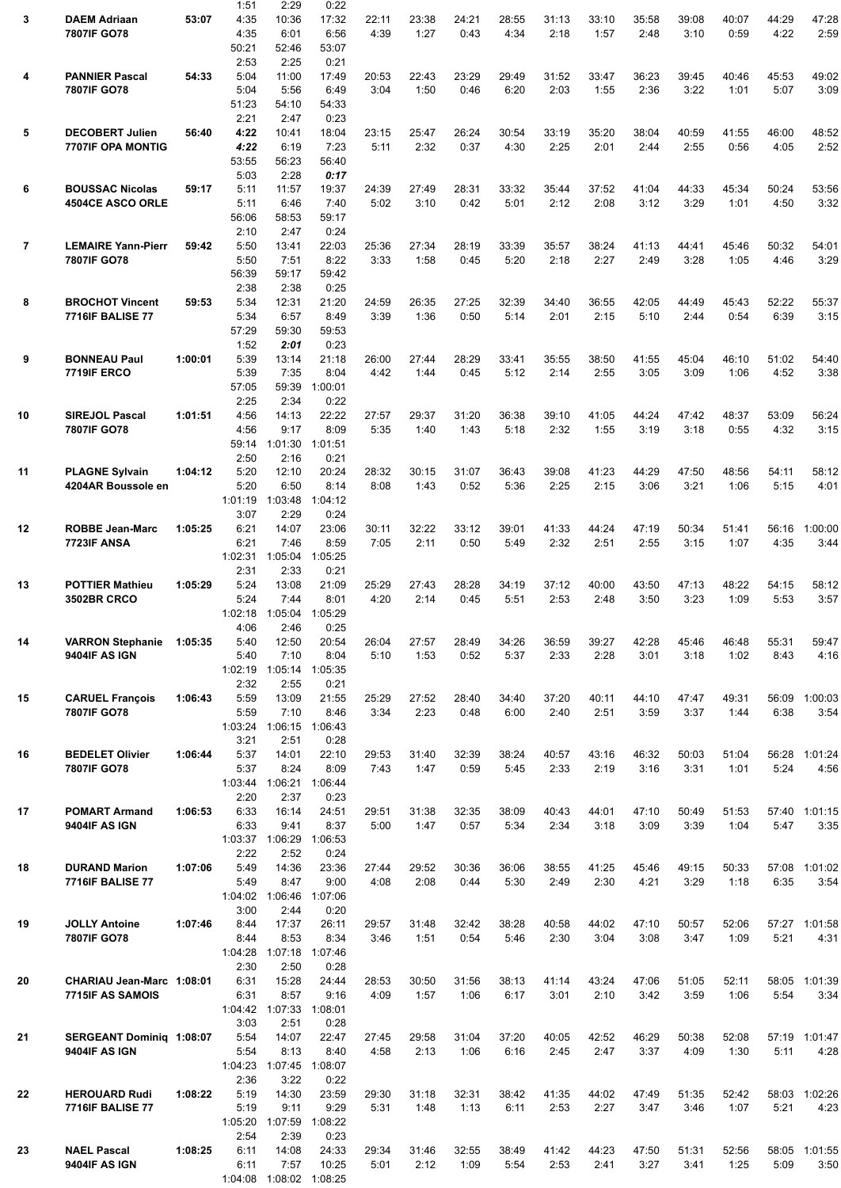| Pl | Nom / Club | Temps | | | | | | | | | | | | | | |
|---|---|---|---|---|---|---|---|---|---|---|---|---|---|---|---|---|
| | | | 1:51 | 2:29 | 0:22 | | | | | | | | | | | |
| 3 | DAEM Adriaan | 53:07 | 4:35 | 10:36 | 17:32 | 22:11 | 23:38 | 24:21 | 28:55 | 31:13 | 33:10 | 35:58 | 39:08 | 40:07 | 44:29 | 47:28 |
| | 7807IF GO78 | | 4:35 | 6:01 | 6:56 | 4:39 | 1:27 | 0:43 | 4:34 | 2:18 | 1:57 | 2:48 | 3:10 | 0:59 | 4:22 | 2:59 |
| | | | 50:21 | 52:46 | 53:07 | | | | | | | | | | | |
| | | | 2:53 | 2:25 | 0:21 | | | | | | | | | | | |
| 4 | PANNIER Pascal | 54:33 | 5:04 | 11:00 | 17:49 | 20:53 | 22:43 | 23:29 | 29:49 | 31:52 | 33:47 | 36:23 | 39:45 | 40:46 | 45:53 | 49:02 |
| | 7807IF GO78 | | 5:04 | 5:56 | 6:49 | 3:04 | 1:50 | 0:46 | 6:20 | 2:03 | 1:55 | 2:36 | 3:22 | 1:01 | 5:07 | 3:09 |
| | | | 51:23 | 54:10 | 54:33 | | | | | | | | | | | |
| | | | 2:21 | 2:47 | 0:23 | | | | | | | | | | | |
| 5 | DECOBERT Julien | 56:40 | **4:22** | 10:41 | 18:04 | 23:15 | 25:47 | 26:24 | 30:54 | 33:19 | 35:20 | 38:04 | 40:59 | 41:55 | 46:00 | 48:52 |
| | 7707IF OPA MONTIG | | ***4:22*** | 6:19 | 7:23 | 5:11 | 2:32 | 0:37 | 4:30 | 2:25 | 2:01 | 2:44 | 2:55 | 0:56 | 4:05 | 2:52 |
| | | | 53:55 | 56:23 | 56:40 | | | | | | | | | | | |
| | | | 5:03 | 2:28 | ***0:17*** | | | | | | | | | | | |
| 6 | BOUSSAC Nicolas | 59:17 | 5:11 | 11:57 | 19:37 | 24:39 | 27:49 | 28:31 | 33:32 | 35:44 | 37:52 | 41:04 | 44:33 | 45:34 | 50:24 | 53:56 |
| | 4504CE ASCO ORLE | | 5:11 | 6:46 | 7:40 | 5:02 | 3:10 | 0:42 | 5:01 | 2:12 | 2:08 | 3:12 | 3:29 | 1:01 | 4:50 | 3:32 |
| | | | 56:06 | 58:53 | 59:17 | | | | | | | | | | | |
| | | | 2:10 | 2:47 | 0:24 | | | | | | | | | | | |
| 7 | LEMAIRE Yann-Pierr | 59:42 | 5:50 | 13:41 | 22:03 | 25:36 | 27:34 | 28:19 | 33:39 | 35:57 | 38:24 | 41:13 | 44:41 | 45:46 | 50:32 | 54:01 |
| | 7807IF GO78 | | 5:50 | 7:51 | 8:22 | 3:33 | 1:58 | 0:45 | 5:20 | 2:18 | 2:27 | 2:49 | 3:28 | 1:05 | 4:46 | 3:29 |
| | | | 56:39 | 59:17 | 59:42 | | | | | | | | | | | |
| | | | 2:38 | 2:38 | 0:25 | | | | | | | | | | | |
| 8 | BROCHOT Vincent | 59:53 | 5:34 | 12:31 | 21:20 | 24:59 | 26:35 | 27:25 | 32:39 | 34:40 | 36:55 | 42:05 | 44:49 | 45:43 | 52:22 | 55:37 |
| | 7716IF BALISE 77 | | 5:34 | 6:57 | 8:49 | 3:39 | 1:36 | 0:50 | 5:14 | 2:01 | 2:15 | 5:10 | 2:44 | 0:54 | 6:39 | 3:15 |
| | | | 57:29 | 59:30 | 59:53 | | | | | | | | | | | |
| | | | 1:52 | ***2:01*** | 0:23 | | | | | | | | | | | |
| 9 | BONNEAU Paul | 1:00:01 | 5:39 | 13:14 | 21:18 | 26:00 | 27:44 | 28:29 | 33:41 | 35:55 | 38:50 | 41:55 | 45:04 | 46:10 | 51:02 | 54:40 |
| | 7719IF ERCO | | 5:39 | 7:35 | 8:04 | 4:42 | 1:44 | 0:45 | 5:12 | 2:14 | 2:55 | 3:05 | 3:09 | 1:06 | 4:52 | 3:38 |
| | | | 57:05 | 59:39 | 1:00:01 | | | | | | | | | | | |
| | | | 2:25 | 2:34 | 0:22 | | | | | | | | | | | |
| 10 | SIREJOL Pascal | 1:01:51 | 4:56 | 14:13 | 22:22 | 27:57 | 29:37 | 31:20 | 36:38 | 39:10 | 41:05 | 44:24 | 47:42 | 48:37 | 53:09 | 56:24 |
| | 7807IF GO78 | | 4:56 | 9:17 | 8:09 | 5:35 | 1:40 | 1:43 | 5:18 | 2:32 | 1:55 | 3:19 | 3:18 | 0:55 | 4:32 | 3:15 |
| | | | 59:14 | 1:01:30 | 1:01:51 | | | | | | | | | | | |
| | | | 2:50 | 2:16 | 0:21 | | | | | | | | | | | |
| 11 | PLAGNE Sylvain | 1:04:12 | 5:20 | 12:10 | 20:24 | 28:32 | 30:15 | 31:07 | 36:43 | 39:08 | 41:23 | 44:29 | 47:50 | 48:56 | 54:11 | 58:12 |
| | 4204AR Boussole en | | 5:20 | 6:50 | 8:14 | 8:08 | 1:43 | 0:52 | 5:36 | 2:25 | 2:15 | 3:06 | 3:21 | 1:06 | 5:15 | 4:01 |
| | | | 1:01:19 | 1:03:48 | 1:04:12 | | | | | | | | | | | |
| | | | 3:07 | 2:29 | 0:24 | | | | | | | | | | | |
| 12 | ROBBE Jean-Marc | 1:05:25 | 6:21 | 14:07 | 23:06 | 30:11 | 32:22 | 33:12 | 39:01 | 41:33 | 44:24 | 47:19 | 50:34 | 51:41 | 56:16 | 1:00:00 |
| | 7723IF ANSA | | 6:21 | 7:46 | 8:59 | 7:05 | 2:11 | 0:50 | 5:49 | 2:32 | 2:51 | 2:55 | 3:15 | 1:07 | 4:35 | 3:44 |
| | | | 1:02:31 | 1:05:04 | 1:05:25 | | | | | | | | | | | |
| | | | 2:31 | 2:33 | 0:21 | | | | | | | | | | | |
| 13 | POTTIER Mathieu | 1:05:29 | 5:24 | 13:08 | 21:09 | 25:29 | 27:43 | 28:28 | 34:19 | 37:12 | 40:00 | 43:50 | 47:13 | 48:22 | 54:15 | 58:12 |
| | 3502BR CRCO | | 5:24 | 7:44 | 8:01 | 4:20 | 2:14 | 0:45 | 5:51 | 2:53 | 2:48 | 3:50 | 3:23 | 1:09 | 5:53 | 3:57 |
| | | | 1:02:18 | 1:05:04 | 1:05:29 | | | | | | | | | | | |
| | | | 4:06 | 2:46 | 0:25 | | | | | | | | | | | |
| 14 | VARRON Stephanie | 1:05:35 | 5:40 | 12:50 | 20:54 | 26:04 | 27:57 | 28:49 | 34:26 | 36:59 | 39:27 | 42:28 | 45:46 | 46:48 | 55:31 | 59:47 |
| | 9404IF AS IGN | | 5:40 | 7:10 | 8:04 | 5:10 | 1:53 | 0:52 | 5:37 | 2:33 | 2:28 | 3:01 | 3:18 | 1:02 | 8:43 | 4:16 |
| | | | 1:02:19 | 1:05:14 | 1:05:35 | | | | | | | | | | | |
| | | | 2:32 | 2:55 | 0:21 | | | | | | | | | | | |
| 15 | CARUEL François | 1:06:43 | 5:59 | 13:09 | 21:55 | 25:29 | 27:52 | 28:40 | 34:40 | 37:20 | 40:11 | 44:10 | 47:47 | 49:31 | 56:09 | 1:00:03 |
| | 7807IF GO78 | | 5:59 | 7:10 | 8:46 | 3:34 | 2:23 | 0:48 | 6:00 | 2:40 | 2:51 | 3:59 | 3:37 | 1:44 | 6:38 | 3:54 |
| | | | 1:03:24 | 1:06:15 | 1:06:43 | | | | | | | | | | | |
| | | | 3:21 | 2:51 | 0:28 | | | | | | | | | | | |
| 16 | BEDELET Olivier | 1:06:44 | 5:37 | 14:01 | 22:10 | 29:53 | 31:40 | 32:39 | 38:24 | 40:57 | 43:16 | 46:32 | 50:03 | 51:04 | 56:28 | 1:01:24 |
| | 7807IF GO78 | | 5:37 | 8:24 | 8:09 | 7:43 | 1:47 | 0:59 | 5:45 | 2:33 | 2:19 | 3:16 | 3:31 | 1:01 | 5:24 | 4:56 |
| | | | 1:03:44 | 1:06:21 | 1:06:44 | | | | | | | | | | | |
| | | | 2:20 | 2:37 | 0:23 | | | | | | | | | | | |
| 17 | POMART Armand | 1:06:53 | 6:33 | 16:14 | 24:51 | 29:51 | 31:38 | 32:35 | 38:09 | 40:43 | 44:01 | 47:10 | 50:49 | 51:53 | 57:40 | 1:01:15 |
| | 9404IF AS IGN | | 6:33 | 9:41 | 8:37 | 5:00 | 1:47 | 0:57 | 5:34 | 2:34 | 3:18 | 3:09 | 3:39 | 1:04 | 5:47 | 3:35 |
| | | | 1:03:37 | 1:06:29 | 1:06:53 | | | | | | | | | | | |
| | | | 2:22 | 2:52 | 0:24 | | | | | | | | | | | |
| 18 | DURAND Marion | 1:07:06 | 5:49 | 14:36 | 23:36 | 27:44 | 29:52 | 30:36 | 36:06 | 38:55 | 41:25 | 45:46 | 49:15 | 50:33 | 57:08 | 1:01:02 |
| | 7716IF BALISE 77 | | 5:49 | 8:47 | 9:00 | 4:08 | 2:08 | 0:44 | 5:30 | 2:49 | 2:30 | 4:21 | 3:29 | 1:18 | 6:35 | 3:54 |
| | | | 1:04:02 | 1:06:46 | 1:07:06 | | | | | | | | | | | |
| | | | 3:00 | 2:44 | 0:20 | | | | | | | | | | | |
| 19 | JOLLY Antoine | 1:07:46 | 8:44 | 17:37 | 26:11 | 29:57 | 31:48 | 32:42 | 38:28 | 40:58 | 44:02 | 47:10 | 50:57 | 52:06 | 57:27 | 1:01:58 |
| | 7807IF GO78 | | 8:44 | 8:53 | 8:34 | 3:46 | 1:51 | 0:54 | 5:46 | 2:30 | 3:04 | 3:08 | 3:47 | 1:09 | 5:21 | 4:31 |
| | | | 1:04:28 | 1:07:18 | 1:07:46 | | | | | | | | | | | |
| | | | 2:30 | 2:50 | 0:28 | | | | | | | | | | | |
| 20 | CHARIAU Jean-Marc | 1:08:01 | 6:31 | 15:28 | 24:44 | 28:53 | 30:50 | 31:56 | 38:13 | 41:14 | 43:24 | 47:06 | 51:05 | 52:11 | 58:05 | 1:01:39 |
| | 7715IF AS SAMOIS | | 6:31 | 8:57 | 9:16 | 4:09 | 1:57 | 1:06 | 6:17 | 3:01 | 2:10 | 3:42 | 3:59 | 1:06 | 5:54 | 3:34 |
| | | | 1:04:42 | 1:07:33 | 1:08:01 | | | | | | | | | | | |
| | | | 3:03 | 2:51 | 0:28 | | | | | | | | | | | |
| 21 | SERGEANT Dominiq | 1:08:07 | 5:54 | 14:07 | 22:47 | 27:45 | 29:58 | 31:04 | 37:20 | 40:05 | 42:52 | 46:29 | 50:38 | 52:08 | 57:19 | 1:01:47 |
| | 9404IF AS IGN | | 5:54 | 8:13 | 8:40 | 4:58 | 2:13 | 1:06 | 6:16 | 2:45 | 2:47 | 3:37 | 4:09 | 1:30 | 5:11 | 4:28 |
| | | | 1:04:23 | 1:07:45 | 1:08:07 | | | | | | | | | | | |
| | | | 2:36 | 3:22 | 0:22 | | | | | | | | | | | |
| 22 | HEROUARD Rudi | 1:08:22 | 5:19 | 14:30 | 23:59 | 29:30 | 31:18 | 32:31 | 38:42 | 41:35 | 44:02 | 47:49 | 51:35 | 52:42 | 58:03 | 1:02:26 |
| | 7716IF BALISE 77 | | 5:19 | 9:11 | 9:29 | 5:31 | 1:48 | 1:13 | 6:11 | 2:53 | 2:27 | 3:47 | 3:46 | 1:07 | 5:21 | 4:23 |
| | | | 1:05:20 | 1:07:59 | 1:08:22 | | | | | | | | | | | |
| | | | 2:54 | 2:39 | 0:23 | | | | | | | | | | | |
| 23 | NAEL Pascal | 1:08:25 | 6:11 | 14:08 | 24:33 | 29:34 | 31:46 | 32:55 | 38:49 | 41:42 | 44:23 | 47:50 | 51:31 | 52:56 | 58:05 | 1:01:55 |
| | 9404IF AS IGN | | 6:11 | 7:57 | 10:25 | 5:01 | 2:12 | 1:09 | 5:54 | 2:53 | 2:41 | 3:27 | 3:41 | 1:25 | 5:09 | 3:50 |
| | | | 1:04:08 | 1:08:02 | 1:08:25 | | | | | | | | | | | |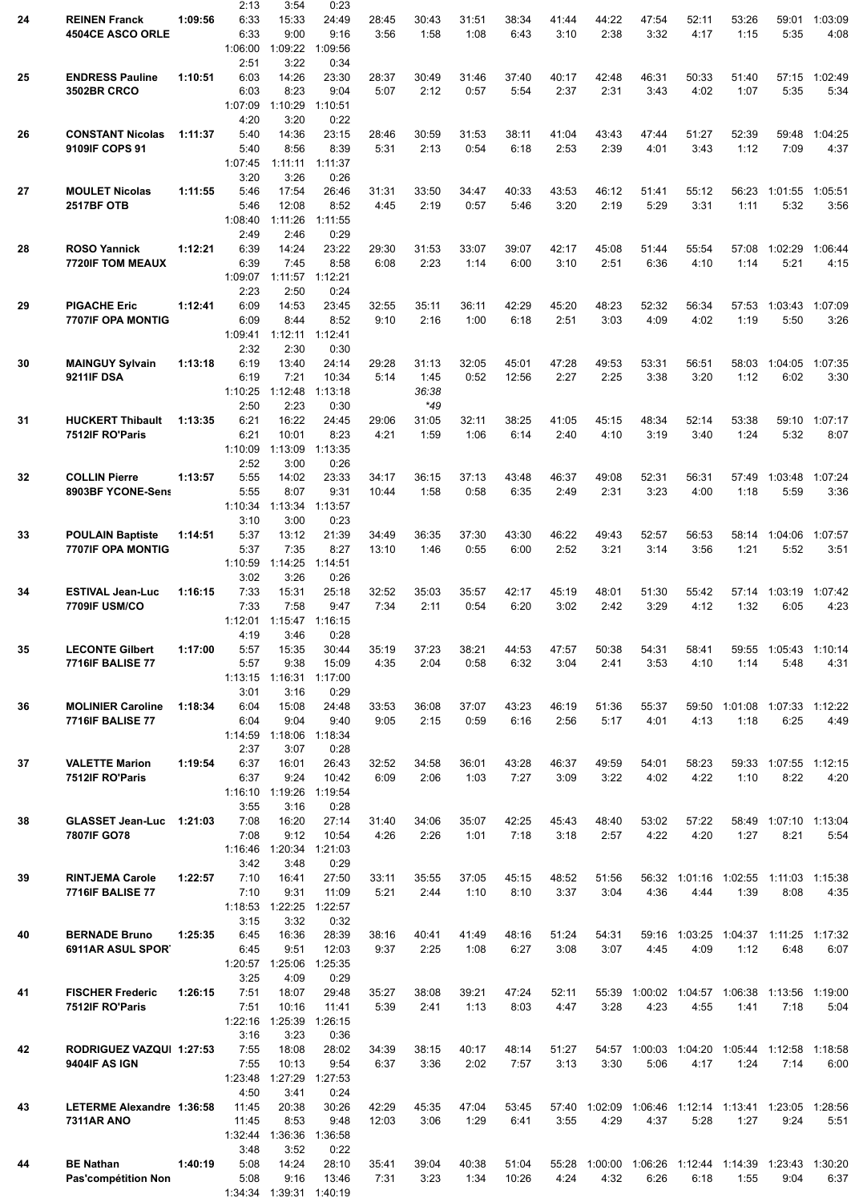| | | | | | | | | | | | | | | | | |
|---|---|---|---|---|---|---|---|---|---|---|---|---|---|---|---|---|
| | | | 2:13 | 3:54 | 0:23 | | | | | | | | | | | |
| 24 | **REINEN Franck** | **1:09:56** | 6:33 | 15:33 | 24:49 | 28:45 | 30:43 | 31:51 | 38:34 | 41:44 | 44:22 | 47:54 | 52:11 | 53:26 | 59:01 | 1:03:09 |
| | **4504CE ASCO ORLE** | | 6:33 | 9:00 | 9:16 | 3:56 | 1:58 | 1:08 | 6:43 | 3:10 | 2:38 | 3:32 | 4:17 | 1:15 | 5:35 | 4:08 |
| | | | 1:06:00 | 1:09:22 | 1:09:56 | | | | | | | | | | | |
| | | | 2:51 | 3:22 | 0:34 | | | | | | | | | | | |
| 25 | **ENDRESS Pauline** | **1:10:51** | 6:03 | 14:26 | 23:30 | 28:37 | 30:49 | 31:46 | 37:40 | 40:17 | 42:48 | 46:31 | 50:33 | 51:40 | 57:15 | 1:02:49 |
| | **3502BR CRCO** | | 6:03 | 8:23 | 9:04 | 5:07 | 2:12 | 0:57 | 5:54 | 2:37 | 2:31 | 3:43 | 4:02 | 1:07 | 5:35 | 5:34 |
| | | | 1:07:09 | 1:10:29 | 1:10:51 | | | | | | | | | | | |
| | | | 4:20 | 3:20 | 0:22 | | | | | | | | | | | |
| 26 | **CONSTANT Nicolas** | **1:11:37** | 5:40 | 14:36 | 23:15 | 28:46 | 30:59 | 31:53 | 38:11 | 41:04 | 43:43 | 47:44 | 51:27 | 52:39 | 59:48 | 1:04:25 |
| | **9109IF COPS 91** | | 5:40 | 8:56 | 8:39 | 5:31 | 2:13 | 0:54 | 6:18 | 2:53 | 2:39 | 4:01 | 3:43 | 1:12 | 7:09 | 4:37 |
| | | | 1:07:45 | 1:11:11 | 1:11:37 | | | | | | | | | | | |
| | | | 3:20 | 3:26 | 0:26 | | | | | | | | | | | |
| 27 | **MOULET Nicolas** | **1:11:55** | 5:46 | 17:54 | 26:46 | 31:31 | 33:50 | 34:47 | 40:33 | 43:53 | 46:12 | 51:41 | 55:12 | 56:23 | 1:01:55 | 1:05:51 |
| | **2517BF OTB** | | 5:46 | 12:08 | 8:52 | 4:45 | 2:19 | 0:57 | 5:46 | 3:20 | 2:19 | 5:29 | 3:31 | 1:11 | 5:32 | 3:56 |
| | | | 1:08:40 | 1:11:26 | 1:11:55 | | | | | | | | | | | |
| | | | 2:49 | 2:46 | 0:29 | | | | | | | | | | | |
| 28 | **ROSO Yannick** | **1:12:21** | 6:39 | 14:24 | 23:22 | 29:30 | 31:53 | 33:07 | 39:07 | 42:17 | 45:08 | 51:44 | 55:54 | 57:08 | 1:02:29 | 1:06:44 |
| | **7720IF TOM MEAUX** | | 6:39 | 7:45 | 8:58 | 6:08 | 2:23 | 1:14 | 6:00 | 3:10 | 2:51 | 6:36 | 4:10 | 1:14 | 5:21 | 4:15 |
| | | | 1:09:07 | 1:11:57 | 1:12:21 | | | | | | | | | | | |
| | | | 2:23 | 2:50 | 0:24 | | | | | | | | | | | |
| 29 | **PIGACHE Eric** | **1:12:41** | 6:09 | 14:53 | 23:45 | 32:55 | 35:11 | 36:11 | 42:29 | 45:20 | 48:23 | 52:32 | 56:34 | 57:53 | 1:03:43 | 1:07:09 |
| | **7707IF OPA MONTIG** | | 6:09 | 8:44 | 8:52 | 9:10 | 2:16 | 1:00 | 6:18 | 2:51 | 3:03 | 4:09 | 4:02 | 1:19 | 5:50 | 3:26 |
| | | | 1:09:41 | 1:12:11 | 1:12:41 | | | | | | | | | | | |
| | | | 2:32 | 2:30 | 0:30 | | | | | | | | | | | |
| 30 | **MAINGUY Sylvain** | **1:13:18** | 6:19 | 13:40 | 24:14 | 29:28 | 31:13 | 32:05 | 45:01 | 47:28 | 49:53 | 53:31 | 56:51 | 58:03 | 1:04:05 | 1:07:35 |
| | **9211IF DSA** | | 6:19 | 7:21 | 10:34 | 5:14 | 1:45 | 0:52 | 12:56 | 2:27 | 2:25 | 3:38 | 3:20 | 1:12 | 6:02 | 3:30 |
| | | | 1:10:25 | 1:12:48 | 1:13:18 | | *36:38* | | | | | | | | | |
| | | | 2:50 | 2:23 | 0:30 | | *\*49* | | | | | | | | | |
| 31 | **HUCKERT Thibault** | **1:13:35** | 6:21 | 16:22 | 24:45 | 29:06 | 31:05 | 32:11 | 38:25 | 41:05 | 45:15 | 48:34 | 52:14 | 53:38 | 59:10 | 1:07:17 |
| | **7512IF RO'Paris** | | 6:21 | 10:01 | 8:23 | 4:21 | 1:59 | 1:06 | 6:14 | 2:40 | 4:10 | 3:19 | 3:40 | 1:24 | 5:32 | 8:07 |
| | | | 1:10:09 | 1:13:09 | 1:13:35 | | | | | | | | | | | |
| | | | 2:52 | 3:00 | 0:26 | | | | | | | | | | | |
| 32 | **COLLIN Pierre** | **1:13:57** | 5:55 | 14:02 | 23:33 | 34:17 | 36:15 | 37:13 | 43:48 | 46:37 | 49:08 | 52:31 | 56:31 | 57:49 | 1:03:48 | 1:07:24 |
| | **8903BF YCONE-Sens** | | 5:55 | 8:07 | 9:31 | 10:44 | 1:58 | 0:58 | 6:35 | 2:49 | 2:31 | 3:23 | 4:00 | 1:18 | 5:59 | 3:36 |
| | | | 1:10:34 | 1:13:34 | 1:13:57 | | | | | | | | | | | |
| | | | 3:10 | 3:00 | 0:23 | | | | | | | | | | | |
| 33 | **POULAIN Baptiste** | **1:14:51** | 5:37 | 13:12 | 21:39 | 34:49 | 36:35 | 37:30 | 43:30 | 46:22 | 49:43 | 52:57 | 56:53 | 58:14 | 1:04:06 | 1:07:57 |
| | **7707IF OPA MONTIG** | | 5:37 | 7:35 | 8:27 | 13:10 | 1:46 | 0:55 | 6:00 | 2:52 | 3:21 | 3:14 | 3:56 | 1:21 | 5:52 | 3:51 |
| | | | 1:10:59 | 1:14:25 | 1:14:51 | | | | | | | | | | | |
| | | | 3:02 | 3:26 | 0:26 | | | | | | | | | | | |
| 34 | **ESTIVAL Jean-Luc** | **1:16:15** | 7:33 | 15:31 | 25:18 | 32:52 | 35:03 | 35:57 | 42:17 | 45:19 | 48:01 | 51:30 | 55:42 | 57:14 | 1:03:19 | 1:07:42 |
| | **7709IF USM/CO** | | 7:33 | 7:58 | 9:47 | 7:34 | 2:11 | 0:54 | 6:20 | 3:02 | 2:42 | 3:29 | 4:12 | 1:32 | 6:05 | 4:23 |
| | | | 1:12:01 | 1:15:47 | 1:16:15 | | | | | | | | | | | |
| | | | 4:19 | 3:46 | 0:28 | | | | | | | | | | | |
| 35 | **LECONTE Gilbert** | **1:17:00** | 5:57 | 15:35 | 30:44 | 35:19 | 37:23 | 38:21 | 44:53 | 47:57 | 50:38 | 54:31 | 58:41 | 59:55 | 1:05:43 | 1:10:14 |
| | **7716IF BALISE 77** | | 5:57 | 9:38 | 15:09 | 4:35 | 2:04 | 0:58 | 6:32 | 3:04 | 2:41 | 3:53 | 4:10 | 1:14 | 5:48 | 4:31 |
| | | | 1:13:15 | 1:16:31 | 1:17:00 | | | | | | | | | | | |
| | | | 3:01 | 3:16 | 0:29 | | | | | | | | | | | |
| 36 | **MOLINIER Caroline** | **1:18:34** | 6:04 | 15:08 | 24:48 | 33:53 | 36:08 | 37:07 | 43:23 | 46:19 | 51:36 | 55:37 | 59:50 | 1:01:08 | 1:07:33 | 1:12:22 |
| | **7716IF BALISE 77** | | 6:04 | 9:04 | 9:40 | 9:05 | 2:15 | 0:59 | 6:16 | 2:56 | 5:17 | 4:01 | 4:13 | 1:18 | 6:25 | 4:49 |
| | | | 1:14:59 | 1:18:06 | 1:18:34 | | | | | | | | | | | |
| | | | 2:37 | 3:07 | 0:28 | | | | | | | | | | | |
| 37 | **VALETTE Marion** | **1:19:54** | 6:37 | 16:01 | 26:43 | 32:52 | 34:58 | 36:01 | 43:28 | 46:37 | 49:59 | 54:01 | 58:23 | 59:33 | 1:07:55 | 1:12:15 |
| | **7512IF RO'Paris** | | 6:37 | 9:24 | 10:42 | 6:09 | 2:06 | 1:03 | 7:27 | 3:09 | 3:22 | 4:02 | 4:22 | 1:10 | 8:22 | 4:20 |
| | | | 1:16:10 | 1:19:26 | 1:19:54 | | | | | | | | | | | |
| | | | 3:55 | 3:16 | 0:28 | | | | | | | | | | | |
| 38 | **GLASSET Jean-Luc** | **1:21:03** | 7:08 | 16:20 | 27:14 | 31:40 | 34:06 | 35:07 | 42:25 | 45:43 | 48:40 | 53:02 | 57:22 | 58:49 | 1:07:10 | 1:13:04 |
| | **7807IF GO78** | | 7:08 | 9:12 | 10:54 | 4:26 | 2:26 | 1:01 | 7:18 | 3:18 | 2:57 | 4:22 | 4:20 | 1:27 | 8:21 | 5:54 |
| | | | 1:16:46 | 1:20:34 | 1:21:03 | | | | | | | | | | | |
| | | | 3:42 | 3:48 | 0:29 | | | | | | | | | | | |
| 39 | **RINTJEMA Carole** | **1:22:57** | 7:10 | 16:41 | 27:50 | 33:11 | 35:55 | 37:05 | 45:15 | 48:52 | 51:56 | 56:32 | 1:01:16 | 1:02:55 | 1:11:03 | 1:15:38 |
| | **7716IF BALISE 77** | | 7:10 | 9:31 | 11:09 | 5:21 | 2:44 | 1:10 | 8:10 | 3:37 | 3:04 | 4:36 | 4:44 | 1:39 | 8:08 | 4:35 |
| | | | 1:18:53 | 1:22:25 | 1:22:57 | | | | | | | | | | | |
| | | | 3:15 | 3:32 | 0:32 | | | | | | | | | | | |
| 40 | **BERNADE Bruno** | **1:25:35** | 6:45 | 16:36 | 28:39 | 38:16 | 40:41 | 41:49 | 48:16 | 51:24 | 54:31 | 59:16 | 1:03:25 | 1:04:37 | 1:11:25 | 1:17:32 |
| | **6911AR ASUL SPORT** | | 6:45 | 9:51 | 12:03 | 9:37 | 2:25 | 1:08 | 6:27 | 3:08 | 3:07 | 4:45 | 4:09 | 1:12 | 6:48 | 6:07 |
| | | | 1:20:57 | 1:25:06 | 1:25:35 | | | | | | | | | | | |
| | | | 3:25 | 4:09 | 0:29 | | | | | | | | | | | |
| 41 | **FISCHER Frederic** | **1:26:15** | 7:51 | 18:07 | 29:48 | 35:27 | 38:08 | 39:21 | 47:24 | 52:11 | 55:39 | 1:00:02 | 1:04:57 | 1:06:38 | 1:13:56 | 1:19:00 |
| | **7512IF RO'Paris** | | 7:51 | 10:16 | 11:41 | 5:39 | 2:41 | 1:13 | 8:03 | 4:47 | 3:28 | 4:23 | 4:55 | 1:41 | 7:18 | 5:04 |
| | | | 1:22:16 | 1:25:39 | 1:26:15 | | | | | | | | | | | |
| | | | 3:16 | 3:23 | 0:36 | | | | | | | | | | | |
| 42 | **RODRIGUEZ VAZQUI** | **1:27:53** | 7:55 | 18:08 | 28:02 | 34:39 | 38:15 | 40:17 | 48:14 | 51:27 | 54:57 | 1:00:03 | 1:04:20 | 1:05:44 | 1:12:58 | 1:18:58 |
| | **9404IF AS IGN** | | 7:55 | 10:13 | 9:54 | 6:37 | 3:36 | 2:02 | 7:57 | 3:13 | 3:30 | 5:06 | 4:17 | 1:24 | 7:14 | 6:00 |
| | | | 1:23:48 | 1:27:29 | 1:27:53 | | | | | | | | | | | |
| | | | 4:50 | 3:41 | 0:24 | | | | | | | | | | | |
| 43 | **LETERME Alexandre** | **1:36:58** | 11:45 | 20:38 | 30:26 | 42:29 | 45:35 | 47:04 | 53:45 | 57:40 | 1:02:09 | 1:06:46 | 1:12:14 | 1:13:41 | 1:23:05 | 1:28:56 |
| | **7311AR ANO** | | 11:45 | 8:53 | 9:48 | 12:03 | 3:06 | 1:29 | 6:41 | 3:55 | 4:29 | 4:37 | 5:28 | 1:27 | 9:24 | 5:51 |
| | | | 1:32:44 | 1:36:36 | 1:36:58 | | | | | | | | | | | |
| | | | 3:48 | 3:52 | 0:22 | | | | | | | | | | | |
| 44 | **BE Nathan** | **1:40:19** | 5:08 | 14:24 | 28:10 | 35:41 | 39:04 | 40:38 | 51:04 | 55:28 | 1:00:00 | 1:06:26 | 1:12:44 | 1:14:39 | 1:23:43 | 1:30:20 |
| | **Pas'compétition Non** | | 5:08 | 9:16 | 13:46 | 7:31 | 3:23 | 1:34 | 10:26 | 4:24 | 4:32 | 6:26 | 6:18 | 1:55 | 9:04 | 6:37 |
| | | | 1:34:34 | 1:39:31 | 1:40:19 | | | | | | | | | | | |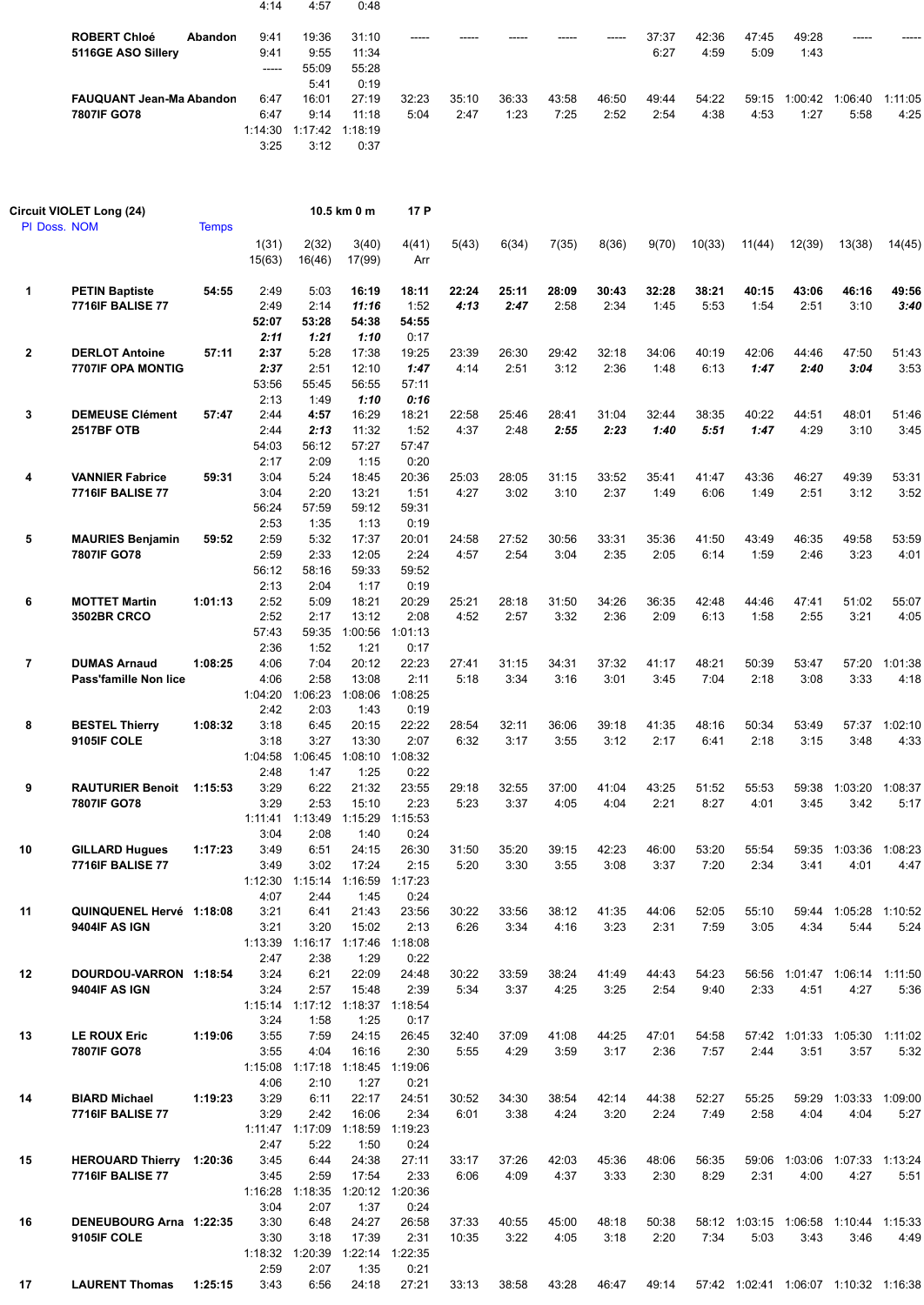| | | | | | | | | | | | | | | | | | |
|---|---|---|---|---|---|---|---|---|---|---|---|---|---|---|---|---|---|
| | | | 4:14 | 4:57 | 0:48 | | | | | | | | | | | | |
| | **ROBERT Chloé** | **Abandon** | 9:41 | 19:36 | 31:10 | ----- | ----- | ----- | ----- | ----- | 37:37 | 42:36 | 47:45 | 49:28 | ----- | ----- |
| | **5116GE ASO Sillery** | | 9:41 | 9:55 | 11:34 | | | | | | 6:27 | 4:59 | 5:09 | 1:43 | | |
| | | | ----- | 55:09 | 55:28 | | | | | | | | | | | |
| | | | | 5:41 | 0:19 | | | | | | | | | | | |
| | **FAUQUANT Jean-Ma** | **Abandon** | 6:47 | 16:01 | 27:19 | 32:23 | 35:10 | 36:33 | 43:58 | 46:50 | 49:44 | 54:22 | 59:15 | 1:00:42 | 1:06:40 | 1:11:05 |
| | **7807IF GO78** | | 6:47 | 9:14 | 11:18 | 5:04 | 2:47 | 1:23 | 7:25 | 2:52 | 2:54 | 4:38 | 4:53 | 1:27 | 5:58 | 4:25 |
| | | | 1:14:30 | 1:17:42 | 1:18:19 | | | | | | | | | | | |
| | | | 3:25 | 3:12 | 0:37 | | | | | | | | | | | |

**Circuit VIOLET Long (24)** **10.5 km 0 m** **17 P**

| Pl | Doss. NOM | Temps | 1(31) 15(63) | 2(32) 16(46) | 3(40) 17(99) | 4(41) Arr | 5(43) | 6(34) | 7(35) | 8(36) | 9(70) | 10(33) | 11(44) | 12(39) | 13(38) | 14(45) |
|---|---|---|---|---|---|---|---|---|---|---|---|---|---|---|---|---|
| **1** | **PETIN Baptiste** | **54:55** | 2:49 | 5:03 | **16:19** | 18:11 | **22:24** | **25:11** | **28:09** | **30:43** | **32:28** | **38:21** | **40:15** | **43:06** | **46:16** | **49:56** |
| | **7716IF BALISE 77** | | 2:49 | 2:14 | ***11:16*** | 1:52 | ***4:13*** | ***2:47*** | 2:58 | 2:34 | 1:45 | 5:53 | 1:54 | 2:51 | 3:10 | ***3:40*** |
| | | | **52:07** | **53:28** | **54:38** | **54:55** | | | | | | | | | | |
| | | | ***2:11*** | ***1:21*** | ***1:10*** | 0:17 | | | | | | | | | | |
| **2** | **DERLOT Antoine** | **57:11** | **2:37** | 5:28 | 17:38 | 19:25 | 23:39 | 26:30 | 29:42 | 32:18 | 34:06 | 40:19 | 42:06 | 44:46 | 47:50 | 51:43 |
| | **7707IF OPA MONTIG** | | ***2:37*** | 2:51 | 12:10 | ***1:47*** | 4:14 | 2:51 | 3:12 | 2:36 | 1:48 | 6:13 | ***1:47*** | ***2:40*** | ***3:04*** | 3:53 |
| | | | 53:56 | 55:45 | 56:55 | 57:11 | | | | | | | | | | |
| | | | 2:13 | 1:49 | ***1:10*** | ***0:16*** | | | | | | | | | | |
| **3** | **DEMEUSE Clément** | **57:47** | 2:44 | **4:57** | 16:29 | 18:21 | 22:58 | 25:46 | 28:41 | 31:04 | 32:44 | 38:35 | 40:22 | 44:51 | 48:01 | 51:46 |
| | **2517BF OTB** | | 2:44 | ***2:13*** | 11:32 | 1:52 | 4:37 | 2:48 | ***2:55*** | ***2:23*** | ***1:40*** | ***5:51*** | ***1:47*** | 4:29 | 3:10 | 3:45 |
| | | | 54:03 | 56:12 | 57:27 | 57:47 | | | | | | | | | | |
| | | | 2:17 | 2:09 | 1:15 | 0:20 | | | | | | | | | | |
| **4** | **VANNIER Fabrice** | **59:31** | 3:04 | 5:24 | 18:45 | 20:36 | 25:03 | 28:05 | 31:15 | 33:52 | 35:41 | 41:47 | 43:36 | 46:27 | 49:39 | 53:31 |
| | **7716IF BALISE 77** | | 3:04 | 2:20 | 13:21 | 1:51 | 4:27 | 3:02 | 3:10 | 2:37 | 1:49 | 6:06 | 1:49 | 2:51 | 3:12 | 3:52 |
| | | | 56:24 | 57:59 | 59:12 | 59:31 | | | | | | | | | | |
| | | | 2:53 | 1:35 | 1:13 | 0:19 | | | | | | | | | | |
| **5** | **MAURIES Benjamin** | **59:52** | 2:59 | 5:32 | 17:37 | 20:01 | 24:58 | 27:52 | 30:56 | 33:31 | 35:36 | 41:50 | 43:49 | 46:35 | 49:58 | 53:59 |
| | **7807IF GO78** | | 2:59 | 2:33 | 12:05 | 2:24 | 4:57 | 2:54 | 3:04 | 2:35 | 2:05 | 6:14 | 1:59 | 2:46 | 3:23 | 4:01 |
| | | | 56:12 | 58:16 | 59:33 | 59:52 | | | | | | | | | | |
| | | | 2:13 | 2:04 | 1:17 | 0:19 | | | | | | | | | | |
| **6** | **MOTTET Martin** | **1:01:13** | 2:52 | 5:09 | 18:21 | 20:29 | 25:21 | 28:18 | 31:50 | 34:26 | 36:35 | 42:48 | 44:46 | 47:41 | 51:02 | 55:07 |
| | **3502BR CRCO** | | 2:52 | 2:17 | 13:12 | 2:08 | 4:52 | 2:57 | 3:32 | 2:36 | 2:09 | 6:13 | 1:58 | 2:55 | 3:21 | 4:05 |
| | | | 57:43 | 59:35 | 1:00:56 | 1:01:13 | | | | | | | | | | |
| | | | 2:36 | 1:52 | 1:21 | 0:17 | | | | | | | | | | |
| **7** | **DUMAS Arnaud** | **1:08:25** | 4:06 | 7:04 | 20:12 | 22:23 | 27:41 | 31:15 | 34:31 | 37:32 | 41:17 | 48:21 | 50:39 | 53:47 | 57:20 | 1:01:38 |
| | **Pass'famille Non lice** | | 4:06 | 2:58 | 13:08 | 2:11 | 5:18 | 3:34 | 3:16 | 3:01 | 3:45 | 7:04 | 2:18 | 3:08 | 3:33 | 4:18 |
| | | | 1:04:20 | 1:06:23 | 1:08:06 | 1:08:25 | | | | | | | | | | |
| | | | 2:42 | 2:03 | 1:43 | 0:19 | | | | | | | | | | |
| **8** | **BESTEL Thierry** | **1:08:32** | 3:18 | 6:45 | 20:15 | 22:22 | 28:54 | 32:11 | 36:06 | 39:18 | 41:35 | 48:16 | 50:34 | 53:49 | 57:37 | 1:02:10 |
| | **9105IF COLE** | | 3:18 | 3:27 | 13:30 | 2:07 | 6:32 | 3:17 | 3:55 | 3:12 | 2:17 | 6:41 | 2:18 | 3:15 | 3:48 | 4:33 |
| | | | 1:04:58 | 1:06:45 | 1:08:10 | 1:08:32 | | | | | | | | | | |
| | | | 2:48 | 1:47 | 1:25 | 0:22 | | | | | | | | | | |
| **9** | **RAUTURIER Benoit** | **1:15:53** | 3:29 | 6:22 | 21:32 | 23:55 | 29:18 | 32:55 | 37:00 | 41:04 | 43:25 | 51:52 | 55:53 | 59:38 | 1:03:20 | 1:08:37 |
| | **7807IF GO78** | | 3:29 | 2:53 | 15:10 | 2:23 | 5:23 | 3:37 | 4:05 | 4:04 | 2:21 | 8:27 | 4:01 | 3:45 | 3:42 | 5:17 |
| | | | 1:11:41 | 1:13:49 | 1:15:29 | 1:15:53 | | | | | | | | | | |
| | | | 3:04 | 2:08 | 1:40 | 0:24 | | | | | | | | | | |
| **10** | **GILLARD Hugues** | **1:17:23** | 3:49 | 6:51 | 24:15 | 26:30 | 31:50 | 35:20 | 39:15 | 42:23 | 46:00 | 53:20 | 55:54 | 59:35 | 1:03:36 | 1:08:23 |
| | **7716IF BALISE 77** | | 3:49 | 3:02 | 17:24 | 2:15 | 5:20 | 3:30 | 3:55 | 3:08 | 3:37 | 7:20 | 2:34 | 3:41 | 4:01 | 4:47 |
| | | | 1:12:30 | 1:15:14 | 1:16:59 | 1:17:23 | | | | | | | | | | |
| | | | 4:07 | 2:44 | 1:45 | 0:24 | | | | | | | | | | |
| **11** | **QUINQUENEL Hervé** | **1:18:08** | 3:21 | 6:41 | 21:43 | 23:56 | 30:22 | 33:56 | 38:12 | 41:35 | 44:06 | 52:05 | 55:10 | 59:44 | 1:05:28 | 1:10:52 |
| | **9404IF AS IGN** | | 3:21 | 3:20 | 15:02 | 2:13 | 6:26 | 3:34 | 4:16 | 3:23 | 2:31 | 7:59 | 3:05 | 4:34 | 5:44 | 5:24 |
| | | | 1:13:39 | 1:16:17 | 1:17:46 | 1:18:08 | | | | | | | | | | |
| | | | 2:47 | 2:38 | 1:29 | 0:22 | | | | | | | | | | |
| **12** | **DOURDOU-VARRON** | **1:18:54** | 3:24 | 6:21 | 22:09 | 24:48 | 30:22 | 33:59 | 38:24 | 41:49 | 44:43 | 54:23 | 56:56 | 1:01:47 | 1:06:14 | 1:11:50 |
| | **9404IF AS IGN** | | 3:24 | 2:57 | 15:48 | 2:39 | 5:34 | 3:37 | 4:25 | 3:25 | 2:54 | 9:40 | 2:33 | 4:51 | 4:27 | 5:36 |
| | | | 1:15:14 | 1:17:12 | 1:18:37 | 1:18:54 | | | | | | | | | | |
| | | | 3:24 | 1:58 | 1:25 | 0:17 | | | | | | | | | | |
| **13** | **LE ROUX Eric** | **1:19:06** | 3:55 | 7:59 | 24:15 | 26:45 | 32:40 | 37:09 | 41:08 | 44:25 | 47:01 | 54:58 | 57:42 | 1:01:33 | 1:05:30 | 1:11:02 |
| | **7807IF GO78** | | 3:55 | 4:04 | 16:16 | 2:30 | 5:55 | 4:29 | 3:59 | 3:17 | 2:36 | 7:57 | 2:44 | 3:51 | 3:57 | 5:32 |
| | | | 1:15:08 | 1:17:18 | 1:18:45 | 1:19:06 | | | | | | | | | | |
| | | | 4:06 | 2:10 | 1:27 | 0:21 | | | | | | | | | | |
| **14** | **BIARD Michael** | **1:19:23** | 3:29 | 6:11 | 22:17 | 24:51 | 30:52 | 34:30 | 38:54 | 42:14 | 44:38 | 52:27 | 55:25 | 59:29 | 1:03:33 | 1:09:00 |
| | **7716IF BALISE 77** | | 3:29 | 2:42 | 16:06 | 2:34 | 6:01 | 3:38 | 4:24 | 3:20 | 2:24 | 7:49 | 2:58 | 4:04 | 4:04 | 5:27 |
| | | | 1:11:47 | 1:17:09 | 1:18:59 | 1:19:23 | | | | | | | | | | |
| | | | 2:47 | 5:22 | 1:50 | 0:24 | | | | | | | | | | |
| **15** | **HEROUARD Thierry** | **1:20:36** | 3:45 | 6:44 | 24:38 | 27:11 | 33:17 | 37:26 | 42:03 | 45:36 | 48:06 | 56:35 | 59:06 | 1:03:06 | 1:07:33 | 1:13:24 |
| | **7716IF BALISE 77** | | 3:45 | 2:59 | 17:54 | 2:33 | 6:06 | 4:09 | 4:37 | 3:33 | 2:30 | 8:29 | 2:31 | 4:00 | 4:27 | 5:51 |
| | | | 1:16:28 | 1:18:35 | 1:20:12 | 1:20:36 | | | | | | | | | | |
| | | | 3:04 | 2:07 | 1:37 | 0:24 | | | | | | | | | | |
| **16** | **DENEUBOURG Arna** | **1:22:35** | 3:30 | 6:48 | 24:27 | 26:58 | 37:33 | 40:55 | 45:00 | 48:18 | 50:38 | 58:12 | 1:03:15 | 1:06:58 | 1:10:44 | 1:15:33 |
| | **9105IF COLE** | | 3:30 | 3:18 | 17:39 | 2:31 | 10:35 | 3:22 | 4:05 | 3:18 | 2:20 | 7:34 | 5:03 | 3:43 | 3:46 | 4:49 |
| | | | 1:18:32 | 1:20:39 | 1:22:14 | 1:22:35 | | | | | | | | | | |
| | | | 2:59 | 2:07 | 1:35 | 0:21 | | | | | | | | | | |
| **17** | **LAURENT Thomas** | **1:25:15** | 3:43 | 6:56 | 24:18 | 27:21 | 33:13 | 38:58 | 43:28 | 46:47 | 49:14 | 57:42 | 1:02:41 | 1:06:07 | 1:10:32 | 1:16:38 |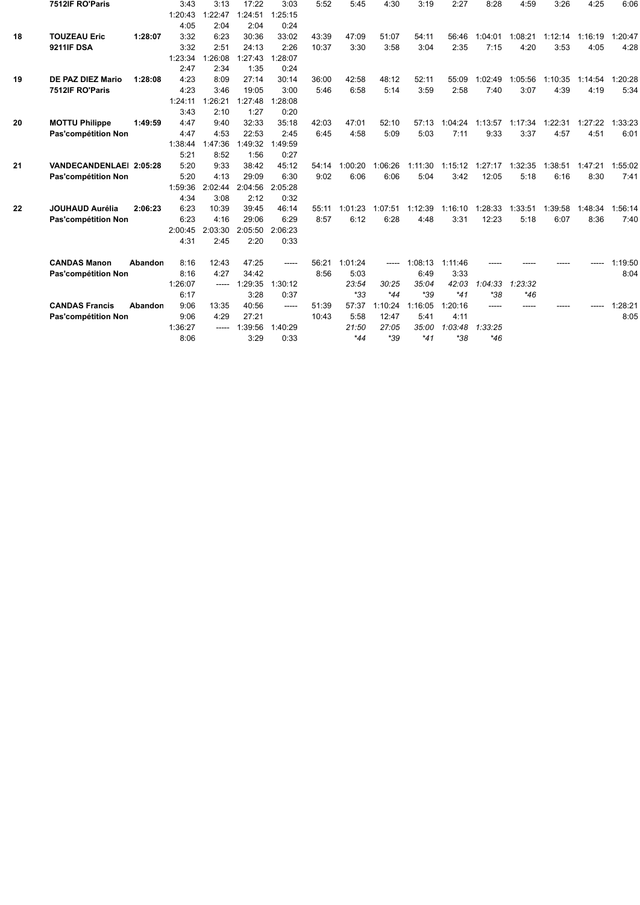| | | | | | | | | | | | | | | | | |
|---|---|---|---|---|---|---|---|---|---|---|---|---|---|---|---|---|
| | **7512IF RO'Paris** | | 3:43 | 3:13 | 17:22 | 3:03 | 5:52 | 5:45 | 4:30 | 3:19 | 2:27 | 8:28 | 4:59 | 3:26 | 4:25 | 6:06 |
| | | | 1:20:43 | 1:22:47 | 1:24:51 | 1:25:15 | | | | | | | | | | |
| | | | 4:05 | 2:04 | 2:04 | 0:24 | | | | | | | | | | |
| **18** | **TOUZEAU Eric** | **1:28:07** | 3:32 | 6:23 | 30:36 | 33:02 | 43:39 | 47:09 | 51:07 | 54:11 | 56:46 | 1:04:01 | 1:08:21 | 1:12:14 | 1:16:19 | 1:20:47 |
| | **9211IF DSA** | | 3:32 | 2:51 | 24:13 | 2:26 | 10:37 | 3:30 | 3:58 | 3:04 | 2:35 | 7:15 | 4:20 | 3:53 | 4:05 | 4:28 |
| | | | 1:23:34 | 1:26:08 | 1:27:43 | 1:28:07 | | | | | | | | | | |
| | | | 2:47 | 2:34 | 1:35 | 0:24 | | | | | | | | | | |
| **19** | **DE PAZ DIEZ Mario** | **1:28:08** | 4:23 | 8:09 | 27:14 | 30:14 | 36:00 | 42:58 | 48:12 | 52:11 | 55:09 | 1:02:49 | 1:05:56 | 1:10:35 | 1:14:54 | 1:20:28 |
| | **7512IF RO'Paris** | | 4:23 | 3:46 | 19:05 | 3:00 | 5:46 | 6:58 | 5:14 | 3:59 | 2:58 | 7:40 | 3:07 | 4:39 | 4:19 | 5:34 |
| | | | 1:24:11 | 1:26:21 | 1:27:48 | 1:28:08 | | | | | | | | | | |
| | | | 3:43 | 2:10 | 1:27 | 0:20 | | | | | | | | | | |
| **20** | **MOTTU Philippe** | **1:49:59** | 4:47 | 9:40 | 32:33 | 35:18 | 42:03 | 47:01 | 52:10 | 57:13 | 1:04:24 | 1:13:57 | 1:17:34 | 1:22:31 | 1:27:22 | 1:33:23 |
| | **Pas'compétition Non** | | 4:47 | 4:53 | 22:53 | 2:45 | 6:45 | 4:58 | 5:09 | 5:03 | 7:11 | 9:33 | 3:37 | 4:57 | 4:51 | 6:01 |
| | | | 1:38:44 | 1:47:36 | 1:49:32 | 1:49:59 | | | | | | | | | | |
| | | | 5:21 | 8:52 | 1:56 | 0:27 | | | | | | | | | | |
| **21** | **VANDECANDENLAEI** | **2:05:28** | 5:20 | 9:33 | 38:42 | 45:12 | 54:14 | 1:00:20 | 1:06:26 | 1:11:30 | 1:15:12 | 1:27:17 | 1:32:35 | 1:38:51 | 1:47:21 | 1:55:02 |
| | **Pas'compétition Non** | | 5:20 | 4:13 | 29:09 | 6:30 | 9:02 | 6:06 | 6:06 | 5:04 | 3:42 | 12:05 | 5:18 | 6:16 | 8:30 | 7:41 |
| | | | 1:59:36 | 2:02:44 | 2:04:56 | 2:05:28 | | | | | | | | | | |
| | | | 4:34 | 3:08 | 2:12 | 0:32 | | | | | | | | | | |
| **22** | **JOUHAUD Aurélia** | **2:06:23** | 6:23 | 10:39 | 39:45 | 46:14 | 55:11 | 1:01:23 | 1:07:51 | 1:12:39 | 1:16:10 | 1:28:33 | 1:33:51 | 1:39:58 | 1:48:34 | 1:56:14 |
| | **Pas'compétition Non** | | 6:23 | 4:16 | 29:06 | 6:29 | 8:57 | 6:12 | 6:28 | 4:48 | 3:31 | 12:23 | 5:18 | 6:07 | 8:36 | 7:40 |
| | | | 2:00:45 | 2:03:30 | 2:05:50 | 2:06:23 | | | | | | | | | | |
| | | | 4:31 | 2:45 | 2:20 | 0:33 | | | | | | | | | | |
| | **CANDAS Manon** | **Abandon** | 8:16 | 12:43 | 47:25 | ----- | 56:21 | 1:01:24 | ----- | 1:08:13 | 1:11:46 | ----- | ----- | ----- | ----- | 1:19:50 |
| | **Pas'compétition Non** | | 8:16 | 4:27 | 34:42 | | 8:56 | 5:03 | | 6:49 | 3:33 | | | | | 8:04 |
| | | | 1:26:07 | ----- | 1:29:35 | 1:30:12 | | 23:54 | 30:25 | 35:04 | 42:03 | 1:04:33 | 1:23:32 | | | |
| | | | 6:17 | | 3:28 | 0:37 | | *33 | *44 | *39 | *41 | *38 | *46 | | | |
| | **CANDAS Francis** | **Abandon** | 9:06 | 13:35 | 40:56 | ----- | 51:39 | 57:37 | 1:10:24 | 1:16:05 | 1:20:16 | ----- | ----- | ----- | ----- | 1:28:21 |
| | **Pas'compétition Non** | | 9:06 | 4:29 | 27:21 | | 10:43 | 5:58 | 12:47 | 5:41 | 4:11 | | | | | 8:05 |
| | | | 1:36:27 | ----- | 1:39:56 | 1:40:29 | | 21:50 | 27:05 | 35:00 | 1:03:48 | 1:33:25 | | | | |
| | | | 8:06 | | 3:29 | 0:33 | | *44 | *39 | *41 | *38 | *46 | | | | |